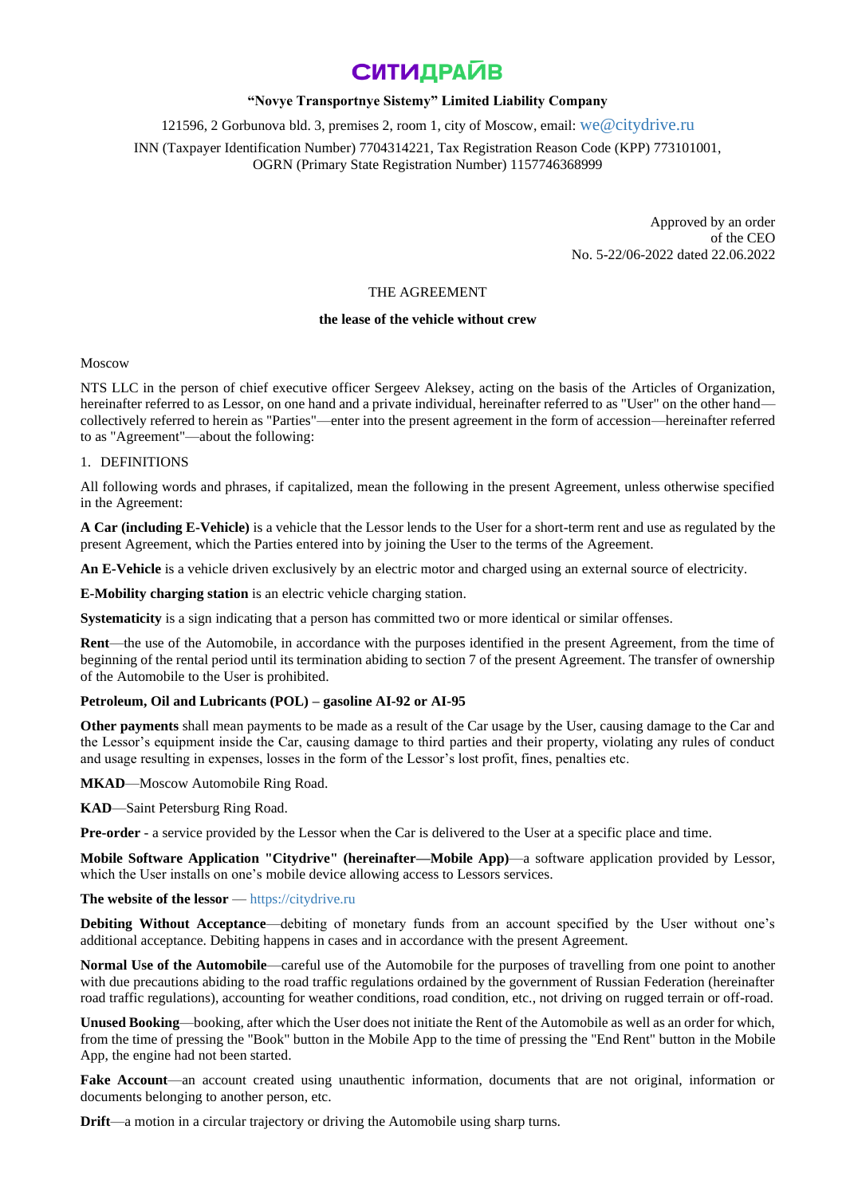**СИТИДРАЙВ**

**“Novye Transportnye Sistemy” Limited Liability Company**

121596, 2 Gorbunova bld. 3, premises 2, room 1, city of Moscow, email: we@citydrive.ru

INN (Taxpayer Identification Number) 7704314221, Tax Registration Reason Code (KPP) 773101001, OGRN (Primary State Registration Number) 1157746368999

Approved by an order
of the CEO
No. 5-22/06-2022 dated 22.06.2022

THE AGREEMENT

**the lease of the vehicle without crew**

Moscow

NTS LLC in the person of chief executive officer Sergeev Aleksey, acting on the basis of the Articles of Organization, hereinafter referred to as Lessor, on one hand and a private individual, hereinafter referred to as "User" on the other hand—collectively referred to herein as "Parties"—enter into the present agreement in the form of accession—hereinafter referred to as "Agreement"—about the following:

1. DEFINITIONS

All following words and phrases, if capitalized, mean the following in the present Agreement, unless otherwise specified in the Agreement:

**A Car (including E-Vehicle)** is a vehicle that the Lessor lends to the User for a short-term rent and use as regulated by the present Agreement, which the Parties entered into by joining the User to the terms of the Agreement.

**An E-Vehicle** is a vehicle driven exclusively by an electric motor and charged using an external source of electricity.

**E-Mobility charging station** is an electric vehicle charging station.

**Systematicity** is a sign indicating that a person has committed two or more identical or similar offenses.

**Rent**—the use of the Automobile, in accordance with the purposes identified in the present Agreement, from the time of beginning of the rental period until its termination abiding to section 7 of the present Agreement. The transfer of ownership of the Automobile to the User is prohibited.

**Petroleum, Oil and Lubricants (POL) – gasoline AI-92 or AI-95**

**Other payments** shall mean payments to be made as a result of the Car usage by the User, causing damage to the Car and the Lessor’s equipment inside the Car, causing damage to third parties and their property, violating any rules of conduct and usage resulting in expenses, losses in the form of the Lessor’s lost profit, fines, penalties etc.

**MKAD**—Moscow Automobile Ring Road.

**KAD**—Saint Petersburg Ring Road.

**Pre-order** - a service provided by the Lessor when the Car is delivered to the User at a specific place and time.

**Mobile Software Application "Citydrive" (hereinafter—Mobile App)**—a software application provided by Lessor, which the User installs on one’s mobile device allowing access to Lessors services.

**The website of the lessor** — https://citydrive.ru

**Debiting Without Acceptance**—debiting of monetary funds from an account specified by the User without one’s additional acceptance. Debiting happens in cases and in accordance with the present Agreement.

**Normal Use of the Automobile**—careful use of the Automobile for the purposes of travelling from one point to another with due precautions abiding to the road traffic regulations ordained by the government of Russian Federation (hereinafter road traffic regulations), accounting for weather conditions, road condition, etc., not driving on rugged terrain or off-road.

**Unused Booking**—booking, after which the User does not initiate the Rent of the Automobile as well as an order for which, from the time of pressing the "Book" button in the Mobile App to the time of pressing the "End Rent" button in the Mobile App, the engine had not been started.

**Fake Account**—an account created using unauthentic information, documents that are not original, information or documents belonging to another person, etc.

**Drift**—a motion in a circular trajectory or driving the Automobile using sharp turns.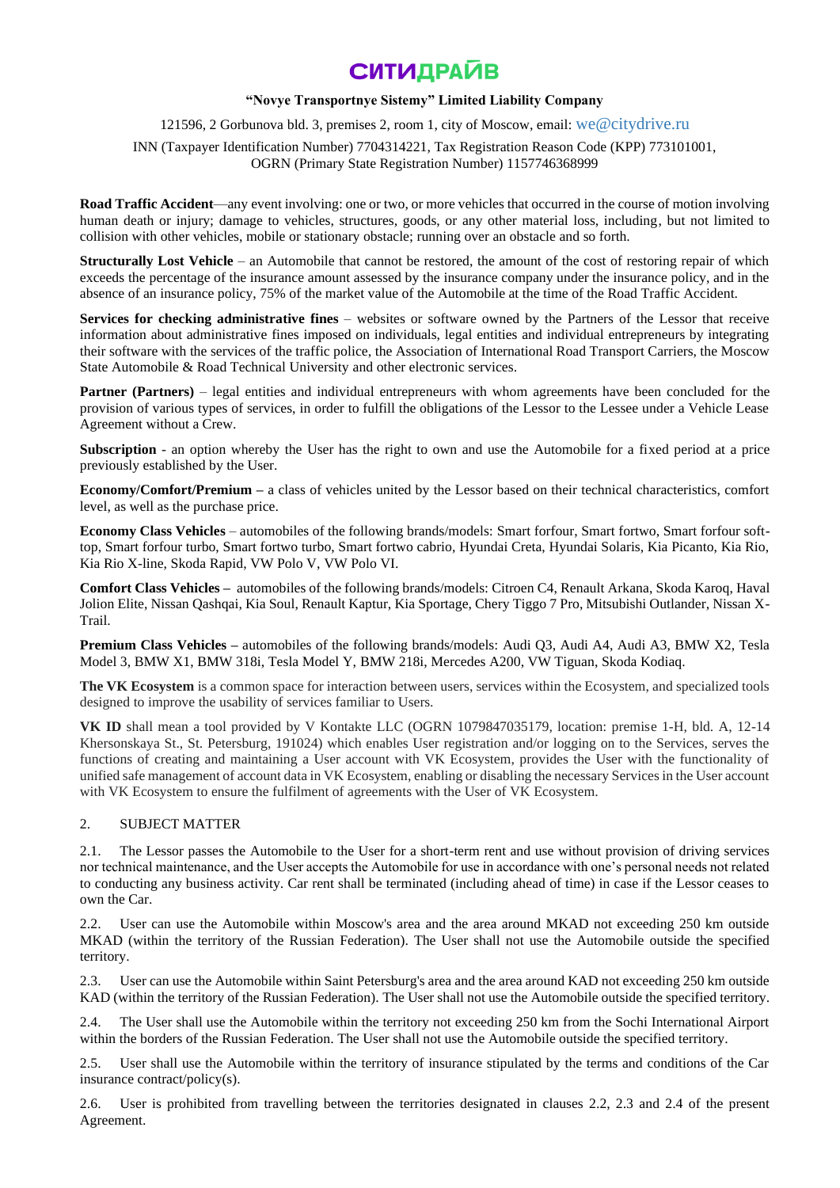**СИТИДРАЙВ**

**"Novye Transportnye Sistemy" Limited Liability Company**

121596, 2 Gorbunova bld. 3, premises 2, room 1, city of Moscow, email: we@citydrive.ru

INN (Taxpayer Identification Number) 7704314221, Tax Registration Reason Code (KPP) 773101001, OGRN (Primary State Registration Number) 1157746368999

**Road Traffic Accident**—any event involving: one or two, or more vehicles that occurred in the course of motion involving human death or injury; damage to vehicles, structures, goods, or any other material loss, including, but not limited to collision with other vehicles, mobile or stationary obstacle; running over an obstacle and so forth.

**Structurally Lost Vehicle** – an Automobile that cannot be restored, the amount of the cost of restoring repair of which exceeds the percentage of the insurance amount assessed by the insurance company under the insurance policy, and in the absence of an insurance policy, 75% of the market value of the Automobile at the time of the Road Traffic Accident.

**Services for checking administrative fines** – websites or software owned by the Partners of the Lessor that receive information about administrative fines imposed on individuals, legal entities and individual entrepreneurs by integrating their software with the services of the traffic police, the Association of International Road Transport Carriers, the Moscow State Automobile & Road Technical University and other electronic services.

**Partner (Partners)** – legal entities and individual entrepreneurs with whom agreements have been concluded for the provision of various types of services, in order to fulfill the obligations of the Lessor to the Lessee under a Vehicle Lease Agreement without a Crew.

**Subscription** - an option whereby the User has the right to own and use the Automobile for a fixed period at a price previously established by the User.

**Economy/Comfort/Premium –** a class of vehicles united by the Lessor based on their technical characteristics, comfort level, as well as the purchase price.

**Economy Class Vehicles** – automobiles of the following brands/models: Smart forfour, Smart fortwo, Smart forfour soft-top, Smart forfour turbo, Smart fortwo turbo, Smart fortwo cabrio, Hyundai Creta, Hyundai Solaris, Kia Picanto, Kia Rio, Kia Rio X-line, Skoda Rapid, VW Polo V, VW Polo VI.

**Comfort Class Vehicles –** automobiles of the following brands/models: Citroen C4, Renault Arkana, Skoda Karoq, Haval Jolion Elite, Nissan Qashqai, Kia Soul, Renault Kaptur, Kia Sportage, Chery Tiggo 7 Pro, Mitsubishi Outlander, Nissan X-Trail.

**Premium Class Vehicles –** automobiles of the following brands/models: Audi Q3, Audi A4, Audi A3, BMW X2, Tesla Model 3, BMW X1, BMW 318i, Tesla Model Y, BMW 218i, Mercedes A200, VW Tiguan, Skoda Kodiaq.

**The VK Ecosystem** is a common space for interaction between users, services within the Ecosystem, and specialized tools designed to improve the usability of services familiar to Users.

**VK ID** shall mean a tool provided by V Kontakte LLC (OGRN 1079847035179, location: premise 1-H, bld. A, 12-14 Khersonskaya St., St. Petersburg, 191024) which enables User registration and/or logging on to the Services, serves the functions of creating and maintaining a User account with VK Ecosystem, provides the User with the functionality of unified safe management of account data in VK Ecosystem, enabling or disabling the necessary Services in the User account with VK Ecosystem to ensure the fulfilment of agreements with the User of VK Ecosystem.

## 2. SUBJECT MATTER

2.1. The Lessor passes the Automobile to the User for a short-term rent and use without provision of driving services nor technical maintenance, and the User accepts the Automobile for use in accordance with one's personal needs not related to conducting any business activity. Car rent shall be terminated (including ahead of time) in case if the Lessor ceases to own the Car.

2.2. User can use the Automobile within Moscow's area and the area around MKAD not exceeding 250 km outside MKAD (within the territory of the Russian Federation). The User shall not use the Automobile outside the specified territory.

2.3. User can use the Automobile within Saint Petersburg's area and the area around KAD not exceeding 250 km outside KAD (within the territory of the Russian Federation). The User shall not use the Automobile outside the specified territory.

2.4. The User shall use the Automobile within the territory not exceeding 250 km from the Sochi International Airport within the borders of the Russian Federation. The User shall not use the Automobile outside the specified territory.

2.5. User shall use the Automobile within the territory of insurance stipulated by the terms and conditions of the Car insurance contract/policy(s).

2.6. User is prohibited from travelling between the territories designated in clauses 2.2, 2.3 and 2.4 of the present Agreement.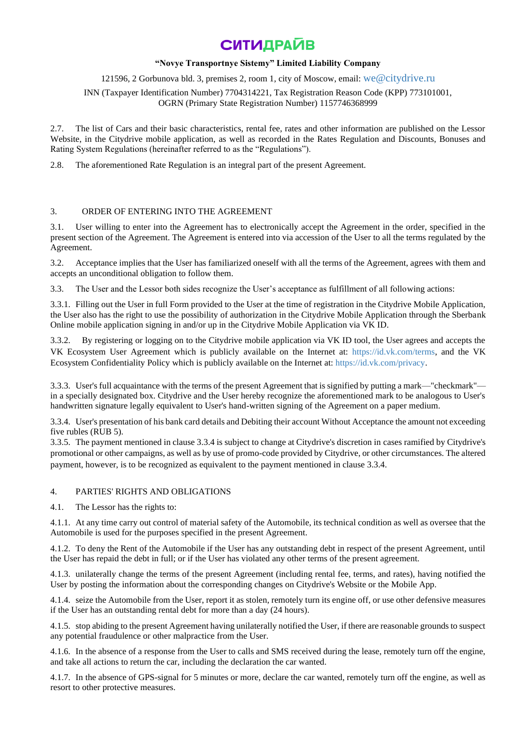2.7. The list of Cars and their basic characteristics, rental fee, rates and other information are published on the Lessor Website, in the Citydrive mobile application, as well as recorded in the Rates Regulation and Discounts, Bonuses and Rating System Regulations (hereinafter referred to as the “Regulations”).

2.8. The aforementioned Rate Regulation is an integral part of the present Agreement.

## 3. ORDER OF ENTERING INTO THE AGREEMENT

3.1. User willing to enter into the Agreement has to electronically accept the Agreement in the order, specified in the present section of the Agreement. The Agreement is entered into via accession of the User to all the terms regulated by the Agreement.

3.2. Acceptance implies that the User has familiarized oneself with all the terms of the Agreement, agrees with them and accepts an unconditional obligation to follow them.

3.3. The User and the Lessor both sides recognize the User’s acceptance as fulfillment of all following actions:

3.3.1. Filling out the User in full Form provided to the User at the time of registration in the Citydrive Mobile Application, the User also has the right to use the possibility of authorization in the Citydrive Mobile Application through the Sberbank Online mobile application signing in and/or up in the Citydrive Mobile Application via VK ID.

3.3.2. By registering or logging on to the Citydrive mobile application via VK ID tool, the User agrees and accepts the VK Ecosystem User Agreement which is publicly available on the Internet at: https://id.vk.com/terms, and the VK Ecosystem Confidentiality Policy which is publicly available on the Internet at: https://id.vk.com/privacy.

3.3.3. User's full acquaintance with the terms of the present Agreement that is signified by putting a mark—"checkmark"—in a specially designated box. Citydrive and the User hereby recognize the aforementioned mark to be analogous to User's handwritten signature legally equivalent to User's hand-written signing of the Agreement on a paper medium.

3.3.4. User's presentation of his bank card details and Debiting their account Without Acceptance the amount not exceeding five rubles (RUB 5).

3.3.5. The payment mentioned in clause 3.3.4 is subject to change at Citydrive's discretion in cases ramified by Citydrive's promotional or other campaigns, as well as by use of promo-code provided by Citydrive, or other circumstances. The altered payment, however, is to be recognized as equivalent to the payment mentioned in clause 3.3.4.

## 4. PARTIES' RIGHTS AND OBLIGATIONS

4.1. The Lessor has the rights to:

4.1.1. At any time carry out control of material safety of the Automobile, its technical condition as well as oversee that the Automobile is used for the purposes specified in the present Agreement.

4.1.2. To deny the Rent of the Automobile if the User has any outstanding debt in respect of the present Agreement, until the User has repaid the debt in full; or if the User has violated any other terms of the present agreement.

4.1.3. unilaterally change the terms of the present Agreement (including rental fee, terms, and rates), having notified the User by posting the information about the corresponding changes on Citydrive's Website or the Mobile App.

4.1.4. seize the Automobile from the User, report it as stolen, remotely turn its engine off, or use other defensive measures if the User has an outstanding rental debt for more than a day (24 hours).

4.1.5. stop abiding to the present Agreement having unilaterally notified the User, if there are reasonable grounds to suspect any potential fraudulence or other malpractice from the User.

4.1.6. In the absence of a response from the User to calls and SMS received during the lease, remotely turn off the engine, and take all actions to return the car, including the declaration the car wanted.

4.1.7. In the absence of GPS-signal for 5 minutes or more, declare the car wanted, remotely turn off the engine, as well as resort to other protective measures.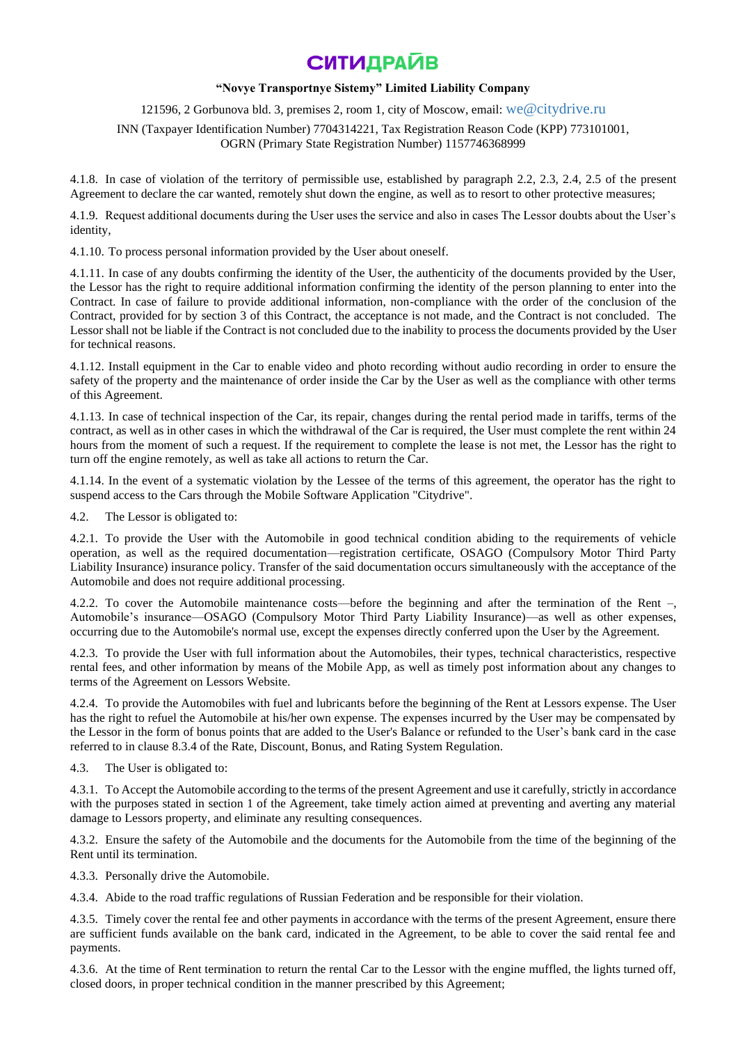4.1.8. In case of violation of the territory of permissible use, established by paragraph 2.2, 2.3, 2.4, 2.5 of the present Agreement to declare the car wanted, remotely shut down the engine, as well as to resort to other protective measures;

4.1.9. Request additional documents during the User uses the service and also in cases The Lessor doubts about the User's identity,

4.1.10. To process personal information provided by the User about oneself.

4.1.11. In case of any doubts confirming the identity of the User, the authenticity of the documents provided by the User, the Lessor has the right to require additional information confirming the identity of the person planning to enter into the Contract. In case of failure to provide additional information, non-compliance with the order of the conclusion of the Contract, provided for by section 3 of this Contract, the acceptance is not made, and the Contract is not concluded. The Lessor shall not be liable if the Contract is not concluded due to the inability to process the documents provided by the User for technical reasons.

4.1.12. Install equipment in the Car to enable video and photo recording without audio recording in order to ensure the safety of the property and the maintenance of order inside the Car by the User as well as the compliance with other terms of this Agreement.

4.1.13. In case of technical inspection of the Car, its repair, changes during the rental period made in tariffs, terms of the contract, as well as in other cases in which the withdrawal of the Car is required, the User must complete the rent within 24 hours from the moment of such a request. If the requirement to complete the lease is not met, the Lessor has the right to turn off the engine remotely, as well as take all actions to return the Car.

4.1.14. In the event of a systematic violation by the Lessee of the terms of this agreement, the operator has the right to suspend access to the Cars through the Mobile Software Application "Citydrive".

4.2. The Lessor is obligated to:

4.2.1. To provide the User with the Automobile in good technical condition abiding to the requirements of vehicle operation, as well as the required documentation—registration certificate, OSAGO (Compulsory Motor Third Party Liability Insurance) insurance policy. Transfer of the said documentation occurs simultaneously with the acceptance of the Automobile and does not require additional processing.

4.2.2. To cover the Automobile maintenance costs—before the beginning and after the termination of the Rent –, Automobile's insurance—OSAGO (Compulsory Motor Third Party Liability Insurance)—as well as other expenses, occurring due to the Automobile's normal use, except the expenses directly conferred upon the User by the Agreement.

4.2.3. To provide the User with full information about the Automobiles, their types, technical characteristics, respective rental fees, and other information by means of the Mobile App, as well as timely post information about any changes to terms of the Agreement on Lessors Website.

4.2.4. To provide the Automobiles with fuel and lubricants before the beginning of the Rent at Lessors expense. The User has the right to refuel the Automobile at his/her own expense. The expenses incurred by the User may be compensated by the Lessor in the form of bonus points that are added to the User's Balance or refunded to the User's bank card in the case referred to in clause 8.3.4 of the Rate, Discount, Bonus, and Rating System Regulation.

4.3. The User is obligated to:

4.3.1. To Accept the Automobile according to the terms of the present Agreement and use it carefully, strictly in accordance with the purposes stated in section 1 of the Agreement, take timely action aimed at preventing and averting any material damage to Lessors property, and eliminate any resulting consequences.

4.3.2. Ensure the safety of the Automobile and the documents for the Automobile from the time of the beginning of the Rent until its termination.

4.3.3. Personally drive the Automobile.

4.3.4. Abide to the road traffic regulations of Russian Federation and be responsible for their violation.

4.3.5. Timely cover the rental fee and other payments in accordance with the terms of the present Agreement, ensure there are sufficient funds available on the bank card, indicated in the Agreement, to be able to cover the said rental fee and payments.

4.3.6. At the time of Rent termination to return the rental Car to the Lessor with the engine muffled, the lights turned off, closed doors, in proper technical condition in the manner prescribed by this Agreement;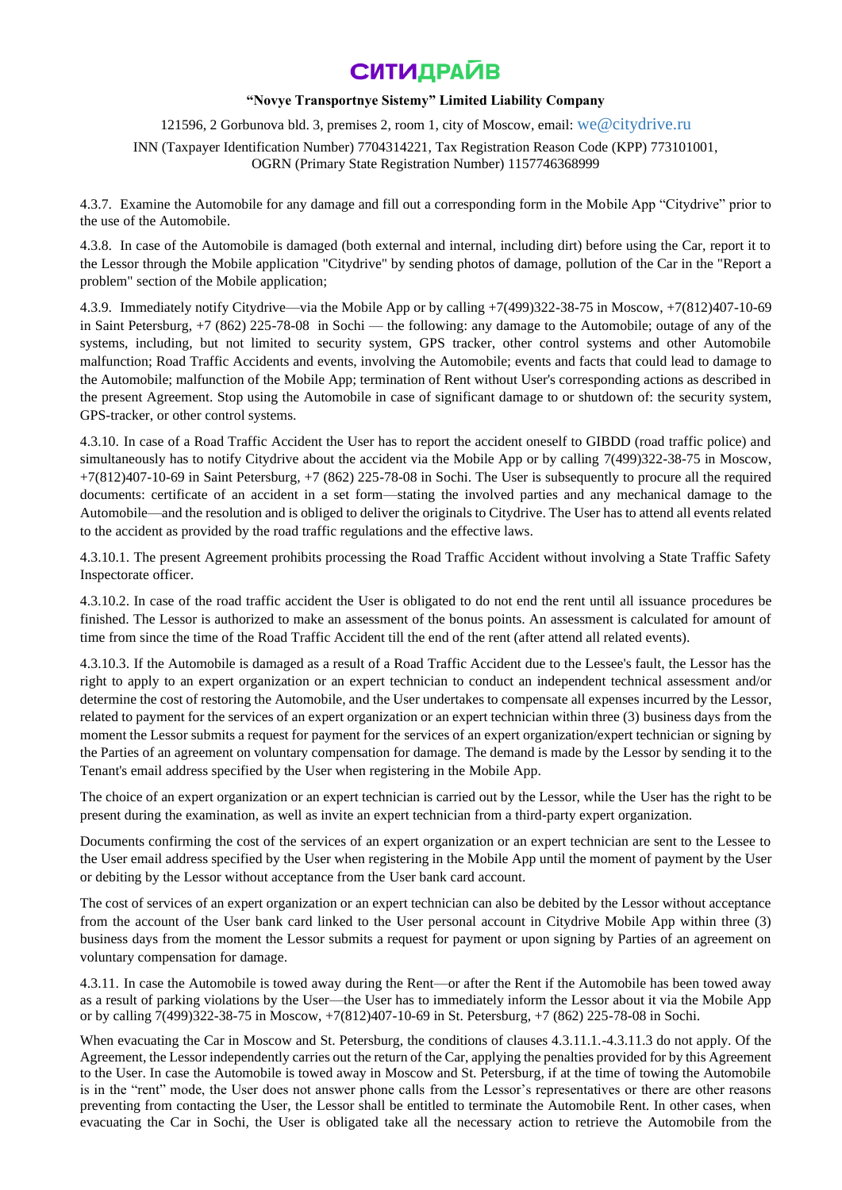4.3.7. Examine the Automobile for any damage and fill out a corresponding form in the Mobile App "Citydrive" prior to the use of the Automobile.

4.3.8. In case of the Automobile is damaged (both external and internal, including dirt) before using the Car, report it to the Lessor through the Mobile application "Citydrive" by sending photos of damage, pollution of the Car in the "Report a problem" section of the Mobile application;

4.3.9. Immediately notify Citydrive—via the Mobile App or by calling +7(499)322-38-75 in Moscow, +7(812)407-10-69 in Saint Petersburg, +7 (862) 225-78-08 in Sochi — the following: any damage to the Automobile; outage of any of the systems, including, but not limited to security system, GPS tracker, other control systems and other Automobile malfunction; Road Traffic Accidents and events, involving the Automobile; events and facts that could lead to damage to the Automobile; malfunction of the Mobile App; termination of Rent without User's corresponding actions as described in the present Agreement. Stop using the Automobile in case of significant damage to or shutdown of: the security system, GPS-tracker, or other control systems.

4.3.10. In case of a Road Traffic Accident the User has to report the accident oneself to GIBDD (road traffic police) and simultaneously has to notify Citydrive about the accident via the Mobile App or by calling 7(499)322-38-75 in Moscow, +7(812)407-10-69 in Saint Petersburg, +7 (862) 225-78-08 in Sochi. The User is subsequently to procure all the required documents: certificate of an accident in a set form—stating the involved parties and any mechanical damage to the Automobile—and the resolution and is obliged to deliver the originals to Citydrive. The User has to attend all events related to the accident as provided by the road traffic regulations and the effective laws.

4.3.10.1. The present Agreement prohibits processing the Road Traffic Accident without involving a State Traffic Safety Inspectorate officer.

4.3.10.2. In case of the road traffic accident the User is obligated to do not end the rent until all issuance procedures be finished. The Lessor is authorized to make an assessment of the bonus points. An assessment is calculated for amount of time from since the time of the Road Traffic Accident till the end of the rent (after attend all related events).

4.3.10.3. If the Automobile is damaged as a result of a Road Traffic Accident due to the Lessee's fault, the Lessor has the right to apply to an expert organization or an expert technician to conduct an independent technical assessment and/or determine the cost of restoring the Automobile, and the User undertakes to compensate all expenses incurred by the Lessor, related to payment for the services of an expert organization or an expert technician within three (3) business days from the moment the Lessor submits a request for payment for the services of an expert organization/expert technician or signing by the Parties of an agreement on voluntary compensation for damage. The demand is made by the Lessor by sending it to the Tenant's email address specified by the User when registering in the Mobile App.

The choice of an expert organization or an expert technician is carried out by the Lessor, while the User has the right to be present during the examination, as well as invite an expert technician from a third-party expert organization.

Documents confirming the cost of the services of an expert organization or an expert technician are sent to the Lessee to the User email address specified by the User when registering in the Mobile App until the moment of payment by the User or debiting by the Lessor without acceptance from the User bank card account.

The cost of services of an expert organization or an expert technician can also be debited by the Lessor without acceptance from the account of the User bank card linked to the User personal account in Citydrive Mobile App within three (3) business days from the moment the Lessor submits a request for payment or upon signing by Parties of an agreement on voluntary compensation for damage.

4.3.11. In case the Automobile is towed away during the Rent—or after the Rent if the Automobile has been towed away as a result of parking violations by the User—the User has to immediately inform the Lessor about it via the Mobile App or by calling 7(499)322-38-75 in Moscow, +7(812)407-10-69 in St. Petersburg, +7 (862) 225-78-08 in Sochi.

When evacuating the Car in Moscow and St. Petersburg, the conditions of clauses 4.3.11.1.-4.3.11.3 do not apply. Of the Agreement, the Lessor independently carries out the return of the Car, applying the penalties provided for by this Agreement to the User. In case the Automobile is towed away in Moscow and St. Petersburg, if at the time of towing the Automobile is in the "rent" mode, the User does not answer phone calls from the Lessor's representatives or there are other reasons preventing from contacting the User, the Lessor shall be entitled to terminate the Automobile Rent. In other cases, when evacuating the Car in Sochi, the User is obligated take all the necessary action to retrieve the Automobile from the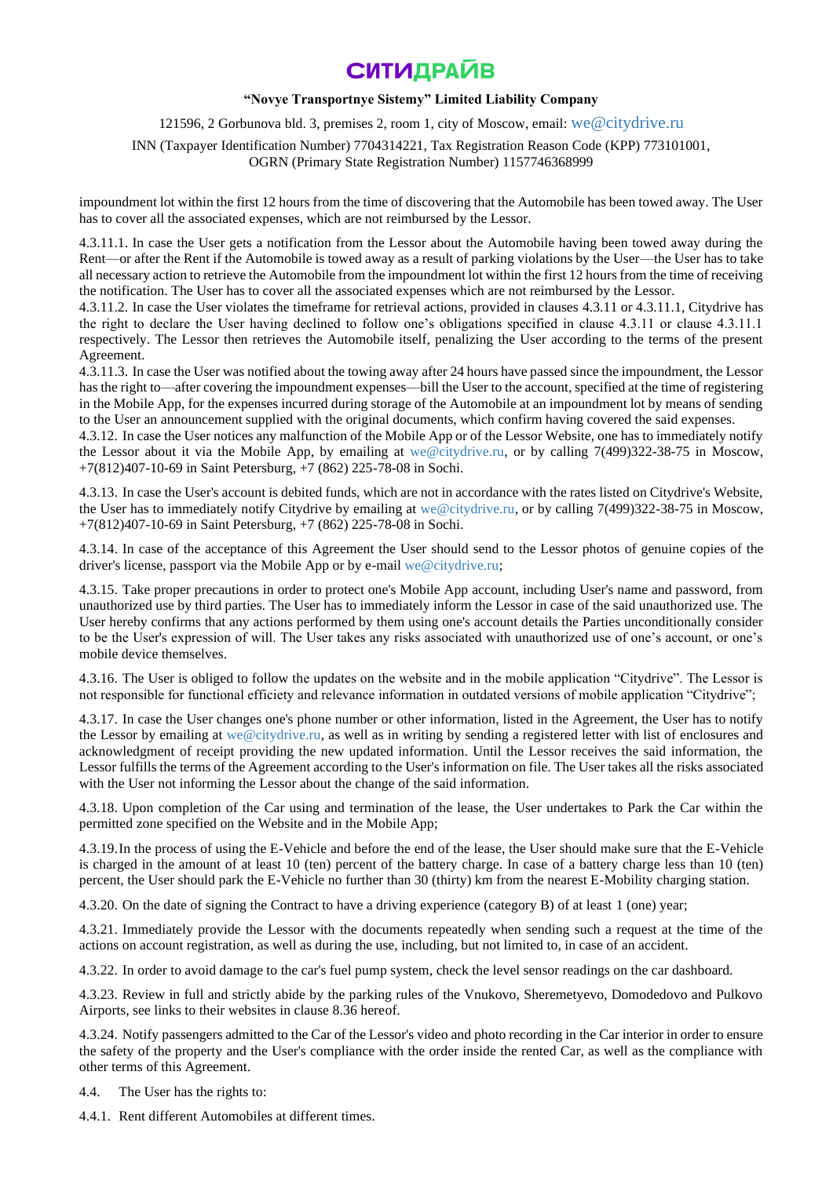impoundment lot within the first 12 hours from the time of discovering that the Automobile has been towed away. The User has to cover all the associated expenses, which are not reimbursed by the Lessor.

4.3.11.1. In case the User gets a notification from the Lessor about the Automobile having been towed away during the Rent—or after the Rent if the Automobile is towed away as a result of parking violations by the User—the User has to take all necessary action to retrieve the Automobile from the impoundment lot within the first 12 hours from the time of receiving the notification. The User has to cover all the associated expenses which are not reimbursed by the Lessor.

4.3.11.2. In case the User violates the timeframe for retrieval actions, provided in clauses 4.3.11 or 4.3.11.1, Citydrive has the right to declare the User having declined to follow one's obligations specified in clause 4.3.11 or clause 4.3.11.1 respectively. The Lessor then retrieves the Automobile itself, penalizing the User according to the terms of the present Agreement.

4.3.11.3. In case the User was notified about the towing away after 24 hours have passed since the impoundment, the Lessor has the right to—after covering the impoundment expenses—bill the User to the account, specified at the time of registering in the Mobile App, for the expenses incurred during storage of the Automobile at an impoundment lot by means of sending to the User an announcement supplied with the original documents, which confirm having covered the said expenses.

4.3.12. In case the User notices any malfunction of the Mobile App or of the Lessor Website, one has to immediately notify the Lessor about it via the Mobile App, by emailing at we@citydrive.ru, or by calling 7(499)322-38-75 in Moscow, +7(812)407-10-69 in Saint Petersburg, +7 (862) 225-78-08 in Sochi.

4.3.13. In case the User's account is debited funds, which are not in accordance with the rates listed on Citydrive's Website, the User has to immediately notify Citydrive by emailing at we@citydrive.ru, or by calling 7(499)322-38-75 in Moscow, +7(812)407-10-69 in Saint Petersburg, +7 (862) 225-78-08 in Sochi.

4.3.14. In case of the acceptance of this Agreement the User should send to the Lessor photos of genuine copies of the driver's license, passport via the Mobile App or by e-mail we@citydrive.ru;

4.3.15. Take proper precautions in order to protect one's Mobile App account, including User's name and password, from unauthorized use by third parties. The User has to immediately inform the Lessor in case of the said unauthorized use. The User hereby confirms that any actions performed by them using one's account details the Parties unconditionally consider to be the User's expression of will. The User takes any risks associated with unauthorized use of one's account, or one's mobile device themselves.

4.3.16. The User is obliged to follow the updates on the website and in the mobile application "Citydrive". The Lessor is not responsible for functional efficiety and relevance information in outdated versions of mobile application "Citydrive";

4.3.17. In case the User changes one's phone number or other information, listed in the Agreement, the User has to notify the Lessor by emailing at we@citydrive.ru, as well as in writing by sending a registered letter with list of enclosures and acknowledgment of receipt providing the new updated information. Until the Lessor receives the said information, the Lessor fulfills the terms of the Agreement according to the User's information on file. The User takes all the risks associated with the User not informing the Lessor about the change of the said information.

4.3.18. Upon completion of the Car using and termination of the lease, the User undertakes to Park the Car within the permitted zone specified on the Website and in the Mobile App;

4.3.19. In the process of using the E-Vehicle and before the end of the lease, the User should make sure that the E-Vehicle is charged in the amount of at least 10 (ten) percent of the battery charge. In case of a battery charge less than 10 (ten) percent, the User should park the E-Vehicle no further than 30 (thirty) km from the nearest E-Mobility charging station.

4.3.20. On the date of signing the Contract to have a driving experience (category B) of at least 1 (one) year;

4.3.21. Immediately provide the Lessor with the documents repeatedly when sending such a request at the time of the actions on account registration, as well as during the use, including, but not limited to, in case of an accident.

4.3.22. In order to avoid damage to the car's fuel pump system, check the level sensor readings on the car dashboard.

4.3.23. Review in full and strictly abide by the parking rules of the Vnukovo, Sheremetyevo, Domodedovo and Pulkovo Airports, see links to their websites in clause 8.36 hereof.

4.3.24. Notify passengers admitted to the Car of the Lessor's video and photo recording in the Car interior in order to ensure the safety of the property and the User's compliance with the order inside the rented Car, as well as the compliance with other terms of this Agreement.

4.4. The User has the rights to:

4.4.1. Rent different Automobiles at different times.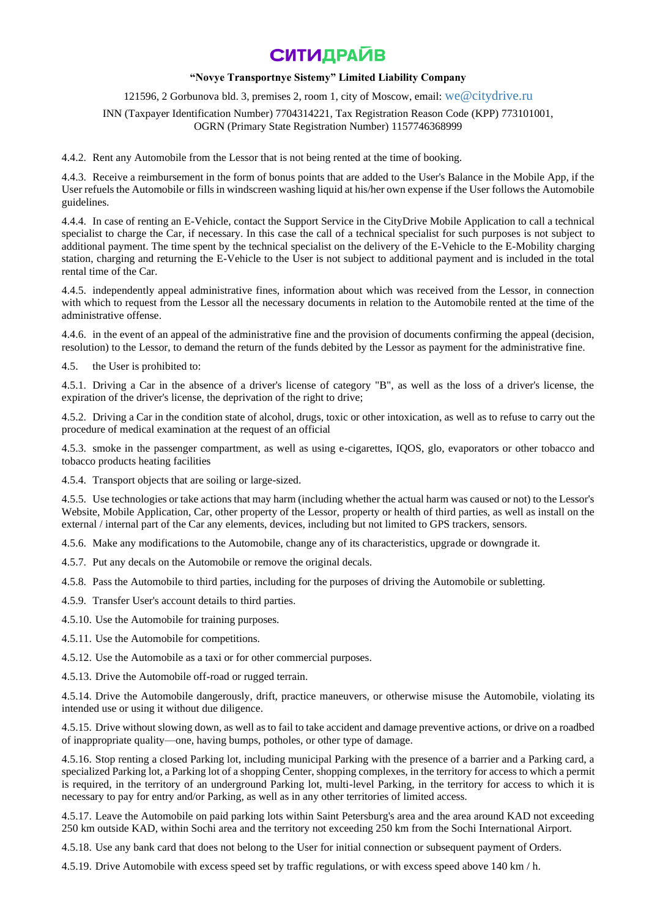4.4.2. Rent any Automobile from the Lessor that is not being rented at the time of booking.

4.4.3. Receive a reimbursement in the form of bonus points that are added to the User's Balance in the Mobile App, if the User refuels the Automobile or fills in windscreen washing liquid at his/her own expense if the User follows the Automobile guidelines.

4.4.4. In case of renting an E-Vehicle, contact the Support Service in the CityDrive Mobile Application to call a technical specialist to charge the Car, if necessary. In this case the call of a technical specialist for such purposes is not subject to additional payment. The time spent by the technical specialist on the delivery of the E-Vehicle to the E-Mobility charging station, charging and returning the E-Vehicle to the User is not subject to additional payment and is included in the total rental time of the Car.

4.4.5. independently appeal administrative fines, information about which was received from the Lessor, in connection with which to request from the Lessor all the necessary documents in relation to the Automobile rented at the time of the administrative offense.

4.4.6. in the event of an appeal of the administrative fine and the provision of documents confirming the appeal (decision, resolution) to the Lessor, to demand the return of the funds debited by the Lessor as payment for the administrative fine.

4.5. the User is prohibited to:

4.5.1. Driving a Car in the absence of a driver's license of category "B", as well as the loss of a driver's license, the expiration of the driver's license, the deprivation of the right to drive;

4.5.2. Driving a Car in the condition state of alcohol, drugs, toxic or other intoxication, as well as to refuse to carry out the procedure of medical examination at the request of an official

4.5.3. smoke in the passenger compartment, as well as using e-cigarettes, IQOS, glo, evaporators or other tobacco and tobacco products heating facilities

4.5.4. Transport objects that are soiling or large-sized.

4.5.5. Use technologies or take actions that may harm (including whether the actual harm was caused or not) to the Lessor's Website, Mobile Application, Car, other property of the Lessor, property or health of third parties, as well as install on the external / internal part of the Car any elements, devices, including but not limited to GPS trackers, sensors.

4.5.6. Make any modifications to the Automobile, change any of its characteristics, upgrade or downgrade it.

4.5.7. Put any decals on the Automobile or remove the original decals.

4.5.8. Pass the Automobile to third parties, including for the purposes of driving the Automobile or subletting.

4.5.9. Transfer User's account details to third parties.

4.5.10. Use the Automobile for training purposes.

4.5.11. Use the Automobile for competitions.

4.5.12. Use the Automobile as a taxi or for other commercial purposes.

4.5.13. Drive the Automobile off-road or rugged terrain.

4.5.14. Drive the Automobile dangerously, drift, practice maneuvers, or otherwise misuse the Automobile, violating its intended use or using it without due diligence.

4.5.15. Drive without slowing down, as well as to fail to take accident and damage preventive actions, or drive on a roadbed of inappropriate quality—one, having bumps, potholes, or other type of damage.

4.5.16. Stop renting a closed Parking lot, including municipal Parking with the presence of a barrier and a Parking card, a specialized Parking lot, a Parking lot of a shopping Center, shopping complexes, in the territory for access to which a permit is required, in the territory of an underground Parking lot, multi-level Parking, in the territory for access to which it is necessary to pay for entry and/or Parking, as well as in any other territories of limited access.

4.5.17. Leave the Automobile on paid parking lots within Saint Petersburg's area and the area around KAD not exceeding 250 km outside KAD, within Sochi area and the territory not exceeding 250 km from the Sochi International Airport.

4.5.18. Use any bank card that does not belong to the User for initial connection or subsequent payment of Orders.

4.5.19. Drive Automobile with excess speed set by traffic regulations, or with excess speed above 140 km / h.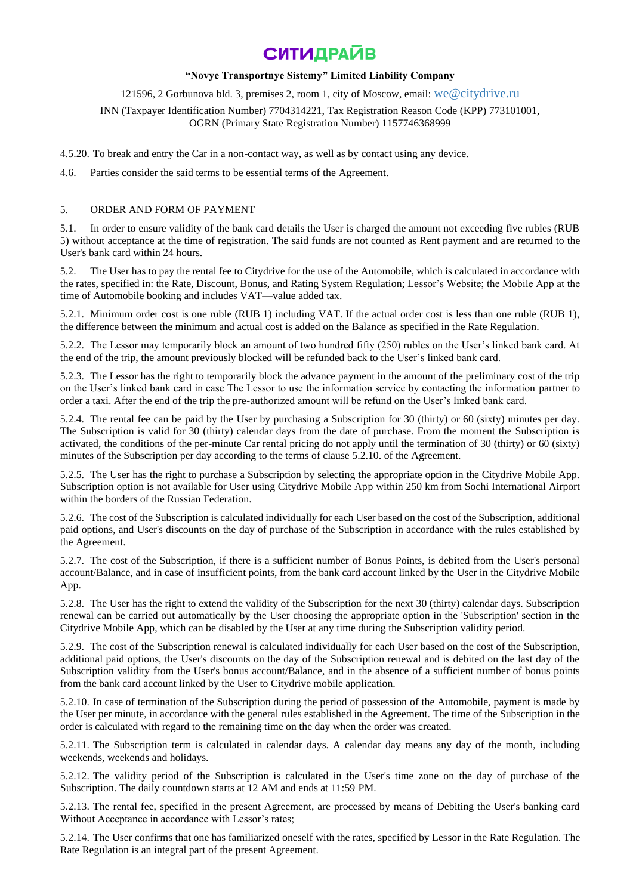4.5.20. To break and entry the Car in a non-contact way, as well as by contact using any device.

4.6. Parties consider the said terms to be essential terms of the Agreement.

## 5. ORDER AND FORM OF PAYMENT

5.1. In order to ensure validity of the bank card details the User is charged the amount not exceeding five rubles (RUB 5) without acceptance at the time of registration. The said funds are not counted as Rent payment and are returned to the User's bank card within 24 hours.

5.2. The User has to pay the rental fee to Citydrive for the use of the Automobile, which is calculated in accordance with the rates, specified in: the Rate, Discount, Bonus, and Rating System Regulation; Lessor's Website; the Mobile App at the time of Automobile booking and includes VAT—value added tax.

5.2.1. Minimum order cost is one ruble (RUB 1) including VAT. If the actual order cost is less than one ruble (RUB 1), the difference between the minimum and actual cost is added on the Balance as specified in the Rate Regulation.

5.2.2. The Lessor may temporarily block an amount of two hundred fifty (250) rubles on the User's linked bank card. At the end of the trip, the amount previously blocked will be refunded back to the User's linked bank card.

5.2.3. The Lessor has the right to temporarily block the advance payment in the amount of the preliminary cost of the trip on the User's linked bank card in case The Lessor to use the information service by contacting the information partner to order a taxi. After the end of the trip the pre-authorized amount will be refund on the User's linked bank card.

5.2.4. The rental fee can be paid by the User by purchasing a Subscription for 30 (thirty) or 60 (sixty) minutes per day. The Subscription is valid for 30 (thirty) calendar days from the date of purchase. From the moment the Subscription is activated, the conditions of the per-minute Car rental pricing do not apply until the termination of 30 (thirty) or 60 (sixty) minutes of the Subscription per day according to the terms of clause 5.2.10. of the Agreement.

5.2.5. The User has the right to purchase a Subscription by selecting the appropriate option in the Citydrive Mobile App. Subscription option is not available for User using Citydrive Mobile App within 250 km from Sochi International Airport within the borders of the Russian Federation.

5.2.6. The cost of the Subscription is calculated individually for each User based on the cost of the Subscription, additional paid options, and User's discounts on the day of purchase of the Subscription in accordance with the rules established by the Agreement.

5.2.7. The cost of the Subscription, if there is a sufficient number of Bonus Points, is debited from the User's personal account/Balance, and in case of insufficient points, from the bank card account linked by the User in the Citydrive Mobile App.

5.2.8. The User has the right to extend the validity of the Subscription for the next 30 (thirty) calendar days. Subscription renewal can be carried out automatically by the User choosing the appropriate option in the 'Subscription' section in the Citydrive Mobile App, which can be disabled by the User at any time during the Subscription validity period.

5.2.9. The cost of the Subscription renewal is calculated individually for each User based on the cost of the Subscription, additional paid options, the User's discounts on the day of the Subscription renewal and is debited on the last day of the Subscription validity from the User's bonus account/Balance, and in the absence of a sufficient number of bonus points from the bank card account linked by the User to Citydrive mobile application.

5.2.10. In case of termination of the Subscription during the period of possession of the Automobile, payment is made by the User per minute, in accordance with the general rules established in the Agreement. The time of the Subscription in the order is calculated with regard to the remaining time on the day when the order was created.

5.2.11. The Subscription term is calculated in calendar days. A calendar day means any day of the month, including weekends, weekends and holidays.

5.2.12. The validity period of the Subscription is calculated in the User's time zone on the day of purchase of the Subscription. The daily countdown starts at 12 AM and ends at 11:59 PM.

5.2.13. The rental fee, specified in the present Agreement, are processed by means of Debiting the User's banking card Without Acceptance in accordance with Lessor's rates;

5.2.14. The User confirms that one has familiarized oneself with the rates, specified by Lessor in the Rate Regulation. The Rate Regulation is an integral part of the present Agreement.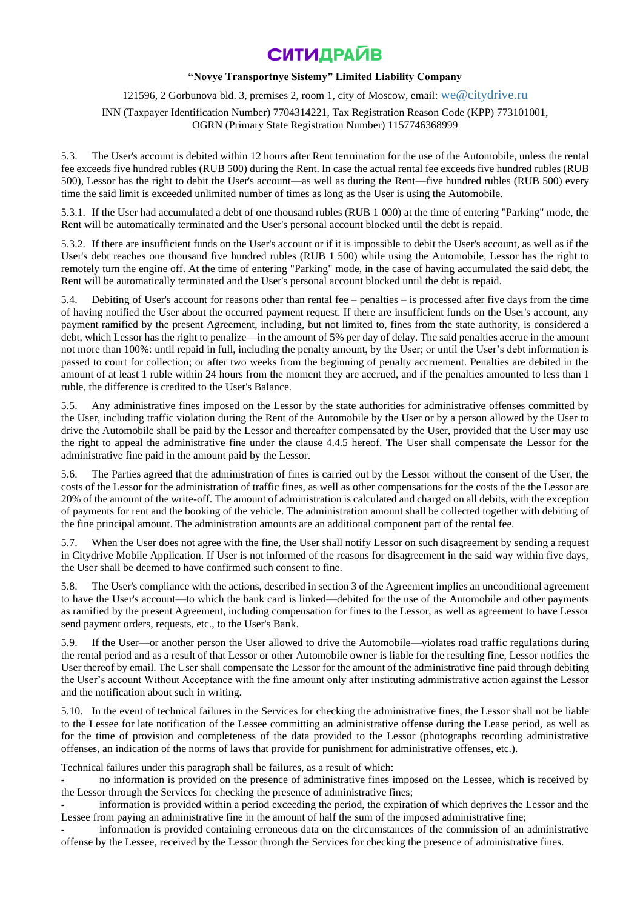5.3. The User's account is debited within 12 hours after Rent termination for the use of the Automobile, unless the rental fee exceeds five hundred rubles (RUB 500) during the Rent. In case the actual rental fee exceeds five hundred rubles (RUB 500), Lessor has the right to debit the User's account—as well as during the Rent—five hundred rubles (RUB 500) every time the said limit is exceeded unlimited number of times as long as the User is using the Automobile.

5.3.1. If the User had accumulated a debt of one thousand rubles (RUB 1 000) at the time of entering "Parking" mode, the Rent will be automatically terminated and the User's personal account blocked until the debt is repaid.

5.3.2. If there are insufficient funds on the User's account or if it is impossible to debit the User's account, as well as if the User's debt reaches one thousand five hundred rubles (RUB 1 500) while using the Automobile, Lessor has the right to remotely turn the engine off. At the time of entering "Parking" mode, in the case of having accumulated the said debt, the Rent will be automatically terminated and the User's personal account blocked until the debt is repaid.

5.4. Debiting of User's account for reasons other than rental fee – penalties – is processed after five days from the time of having notified the User about the occurred payment request. If there are insufficient funds on the User's account, any payment ramified by the present Agreement, including, but not limited to, fines from the state authority, is considered a debt, which Lessor has the right to penalize—in the amount of 5% per day of delay. The said penalties accrue in the amount not more than 100%: until repaid in full, including the penalty amount, by the User; or until the User's debt information is passed to court for collection; or after two weeks from the beginning of penalty accruement. Penalties are debited in the amount of at least 1 ruble within 24 hours from the moment they are accrued, and if the penalties amounted to less than 1 ruble, the difference is credited to the User's Balance.

5.5. Any administrative fines imposed on the Lessor by the state authorities for administrative offenses committed by the User, including traffic violation during the Rent of the Automobile by the User or by a person allowed by the User to drive the Automobile shall be paid by the Lessor and thereafter compensated by the User, provided that the User may use the right to appeal the administrative fine under the clause 4.4.5 hereof. The User shall compensate the Lessor for the administrative fine paid in the amount paid by the Lessor.

5.6. The Parties agreed that the administration of fines is carried out by the Lessor without the consent of the User, the costs of the Lessor for the administration of traffic fines, as well as other compensations for the costs of the the Lessor are 20% of the amount of the write-off. The amount of administration is calculated and charged on all debits, with the exception of payments for rent and the booking of the vehicle. The administration amount shall be collected together with debiting of the fine principal amount. The administration amounts are an additional component part of the rental fee.

5.7. When the User does not agree with the fine, the User shall notify Lessor on such disagreement by sending a request in Citydrive Mobile Application. If User is not informed of the reasons for disagreement in the said way within five days, the User shall be deemed to have confirmed such consent to fine.

5.8. The User's compliance with the actions, described in section 3 of the Agreement implies an unconditional agreement to have the User's account—to which the bank card is linked—debited for the use of the Automobile and other payments as ramified by the present Agreement, including compensation for fines to the Lessor, as well as agreement to have Lessor send payment orders, requests, etc., to the User's Bank.

5.9. If the User—or another person the User allowed to drive the Automobile—violates road traffic regulations during the rental period and as a result of that Lessor or other Automobile owner is liable for the resulting fine, Lessor notifies the User thereof by email. The User shall compensate the Lessor for the amount of the administrative fine paid through debiting the User's account Without Acceptance with the fine amount only after instituting administrative action against the Lessor and the notification about such in writing.

5.10. In the event of technical failures in the Services for checking the administrative fines, the Lessor shall not be liable to the Lessee for late notification of the Lessee committing an administrative offense during the Lease period, as well as for the time of provision and completeness of the data provided to the Lessor (photographs recording administrative offenses, an indication of the norms of laws that provide for punishment for administrative offenses, etc.).

Technical failures under this paragraph shall be failures, as a result of which:

- no information is provided on the presence of administrative fines imposed on the Lessee, which is received by the Lessor through the Services for checking the presence of administrative fines;
- information is provided within a period exceeding the period, the expiration of which deprives the Lessor and the Lessee from paying an administrative fine in the amount of half the sum of the imposed administrative fine;
- information is provided containing erroneous data on the circumstances of the commission of an administrative offense by the Lessee, received by the Lessor through the Services for checking the presence of administrative fines.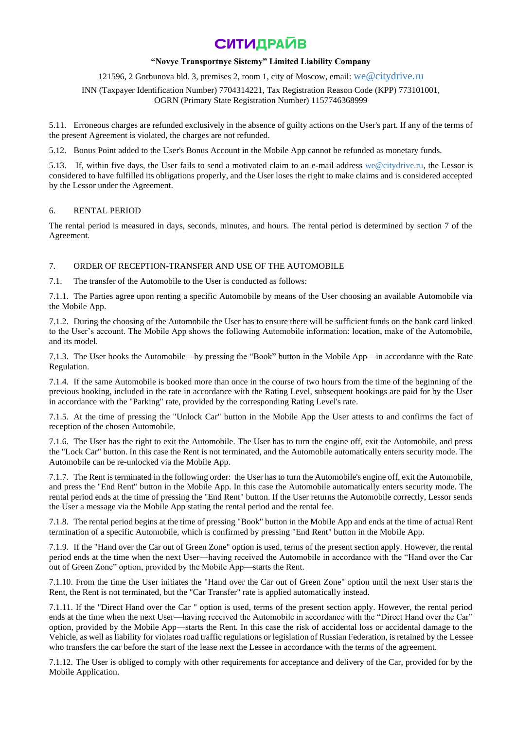5.11. Erroneous charges are refunded exclusively in the absence of guilty actions on the User's part. If any of the terms of the present Agreement is violated, the charges are not refunded.

5.12. Bonus Point added to the User's Bonus Account in the Mobile App cannot be refunded as monetary funds.

5.13. If, within five days, the User fails to send a motivated claim to an e-mail address we@citydrive.ru, the Lessor is considered to have fulfilled its obligations properly, and the User loses the right to make claims and is considered accepted by the Lessor under the Agreement.

## 6. RENTAL PERIOD

The rental period is measured in days, seconds, minutes, and hours. The rental period is determined by section 7 of the Agreement.

## 7. ORDER OF RECEPTION-TRANSFER AND USE OF THE AUTOMOBILE

7.1. The transfer of the Automobile to the User is conducted as follows:

7.1.1. The Parties agree upon renting a specific Automobile by means of the User choosing an available Automobile via the Mobile App.

7.1.2. During the choosing of the Automobile the User has to ensure there will be sufficient funds on the bank card linked to the User's account. The Mobile App shows the following Automobile information: location, make of the Automobile, and its model.

7.1.3. The User books the Automobile—by pressing the "Book" button in the Mobile App—in accordance with the Rate Regulation.

7.1.4. If the same Automobile is booked more than once in the course of two hours from the time of the beginning of the previous booking, included in the rate in accordance with the Rating Level, subsequent bookings are paid for by the User in accordance with the "Parking" rate, provided by the corresponding Rating Level's rate.

7.1.5. At the time of pressing the "Unlock Car" button in the Mobile App the User attests to and confirms the fact of reception of the chosen Automobile.

7.1.6. The User has the right to exit the Automobile. The User has to turn the engine off, exit the Automobile, and press the "Lock Car" button. In this case the Rent is not terminated, and the Automobile automatically enters security mode. The Automobile can be re-unlocked via the Mobile App.

7.1.7. The Rent is terminated in the following order: the User has to turn the Automobile's engine off, exit the Automobile, and press the "End Rent" button in the Mobile App. In this case the Automobile automatically enters security mode. The rental period ends at the time of pressing the "End Rent" button. If the User returns the Automobile correctly, Lessor sends the User a message via the Mobile App stating the rental period and the rental fee.

7.1.8. The rental period begins at the time of pressing "Book" button in the Mobile App and ends at the time of actual Rent termination of a specific Automobile, which is confirmed by pressing "End Rent" button in the Mobile App.

7.1.9. If the "Hand over the Car out of Green Zone" option is used, terms of the present section apply. However, the rental period ends at the time when the next User—having received the Automobile in accordance with the "Hand over the Car out of Green Zone" option, provided by the Mobile App—starts the Rent.

7.1.10. From the time the User initiates the "Hand over the Car out of Green Zone" option until the next User starts the Rent, the Rent is not terminated, but the "Car Transfer" rate is applied automatically instead.

7.1.11. If the "Direct Hand over the Car " option is used, terms of the present section apply. However, the rental period ends at the time when the next User—having received the Automobile in accordance with the "Direct Hand over the Car" option, provided by the Mobile App—starts the Rent. In this case the risk of accidental loss or accidental damage to the Vehicle, as well as liability for violates road traffic regulations or legislation of Russian Federation, is retained by the Lessee who transfers the car before the start of the lease next the Lessee in accordance with the terms of the agreement.

7.1.12. The User is obliged to comply with other requirements for acceptance and delivery of the Car, provided for by the Mobile Application.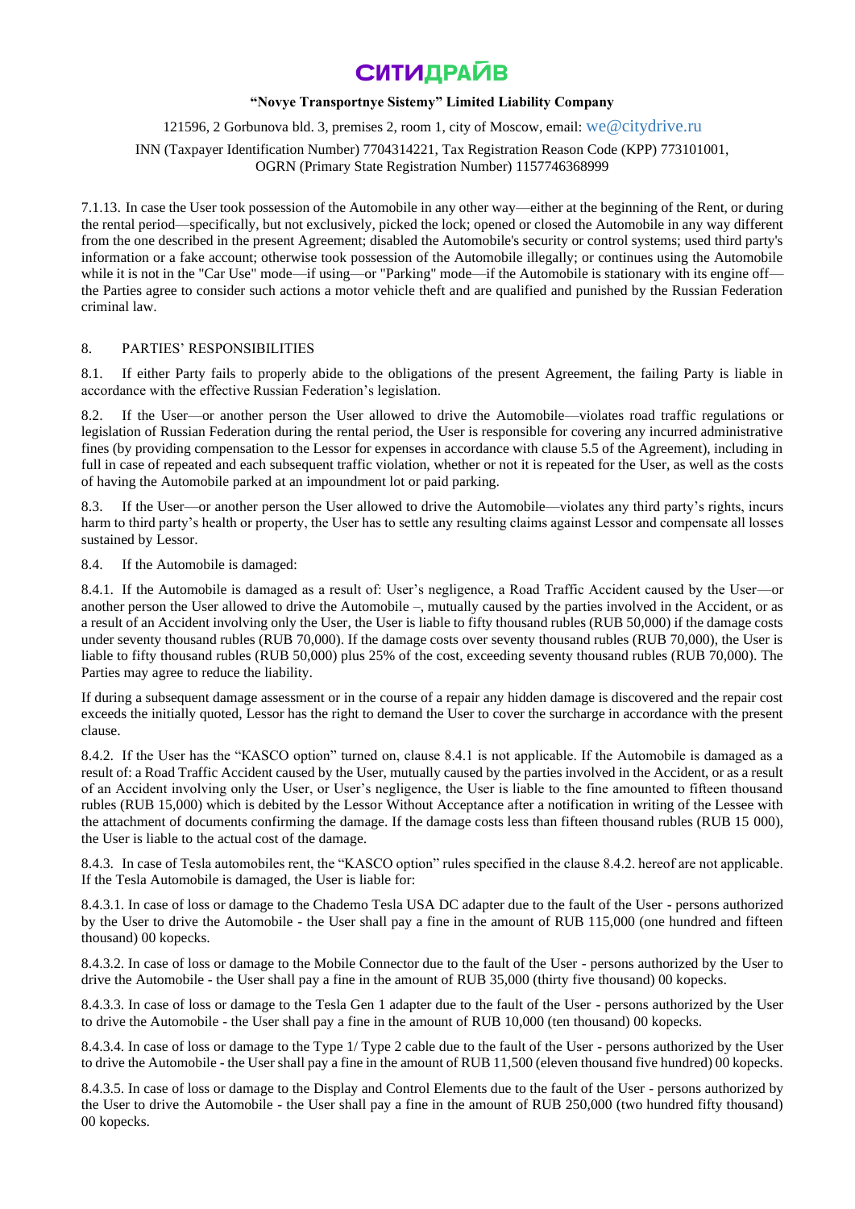7.1.13. In case the User took possession of the Automobile in any other way—either at the beginning of the Rent, or during the rental period—specifically, but not exclusively, picked the lock; opened or closed the Automobile in any way different from the one described in the present Agreement; disabled the Automobile's security or control systems; used third party's information or a fake account; otherwise took possession of the Automobile illegally; or continues using the Automobile while it is not in the "Car Use" mode—if using—or "Parking" mode—if the Automobile is stationary with its engine off—the Parties agree to consider such actions a motor vehicle theft and are qualified and punished by the Russian Federation criminal law.

## 8. PARTIES' RESPONSIBILITIES

8.1. If either Party fails to properly abide to the obligations of the present Agreement, the failing Party is liable in accordance with the effective Russian Federation's legislation.

8.2. If the User—or another person the User allowed to drive the Automobile—violates road traffic regulations or legislation of Russian Federation during the rental period, the User is responsible for covering any incurred administrative fines (by providing compensation to the Lessor for expenses in accordance with clause 5.5 of the Agreement), including in full in case of repeated and each subsequent traffic violation, whether or not it is repeated for the User, as well as the costs of having the Automobile parked at an impoundment lot or paid parking.

8.3. If the User—or another person the User allowed to drive the Automobile—violates any third party's rights, incurs harm to third party's health or property, the User has to settle any resulting claims against Lessor and compensate all losses sustained by Lessor.

8.4. If the Automobile is damaged:

8.4.1. If the Automobile is damaged as a result of: User's negligence, a Road Traffic Accident caused by the User—or another person the User allowed to drive the Automobile –, mutually caused by the parties involved in the Accident, or as a result of an Accident involving only the User, the User is liable to fifty thousand rubles (RUB 50,000) if the damage costs under seventy thousand rubles (RUB 70,000). If the damage costs over seventy thousand rubles (RUB 70,000), the User is liable to fifty thousand rubles (RUB 50,000) plus 25% of the cost, exceeding seventy thousand rubles (RUB 70,000). The Parties may agree to reduce the liability.

If during a subsequent damage assessment or in the course of a repair any hidden damage is discovered and the repair cost exceeds the initially quoted, Lessor has the right to demand the User to cover the surcharge in accordance with the present clause.

8.4.2. If the User has the "KASCO option" turned on, clause 8.4.1 is not applicable. If the Automobile is damaged as a result of: a Road Traffic Accident caused by the User, mutually caused by the parties involved in the Accident, or as a result of an Accident involving only the User, or User's negligence, the User is liable to the fine amounted to fifteen thousand rubles (RUB 15,000) which is debited by the Lessor Without Acceptance after a notification in writing of the Lessee with the attachment of documents confirming the damage. If the damage costs less than fifteen thousand rubles (RUB 15 000), the User is liable to the actual cost of the damage.

8.4.3. In case of Tesla automobiles rent, the "KASCO option" rules specified in the clause 8.4.2. hereof are not applicable. If the Tesla Automobile is damaged, the User is liable for:

8.4.3.1. In case of loss or damage to the Chademo Tesla USA DC adapter due to the fault of the User - persons authorized by the User to drive the Automobile - the User shall pay a fine in the amount of RUB 115,000 (one hundred and fifteen thousand) 00 kopecks.

8.4.3.2. In case of loss or damage to the Mobile Connector due to the fault of the User - persons authorized by the User to drive the Automobile - the User shall pay a fine in the amount of RUB 35,000 (thirty five thousand) 00 kopecks.

8.4.3.3. In case of loss or damage to the Tesla Gen 1 adapter due to the fault of the User - persons authorized by the User to drive the Automobile - the User shall pay a fine in the amount of RUB 10,000 (ten thousand) 00 kopecks.

8.4.3.4. In case of loss or damage to the Type 1/ Type 2 cable due to the fault of the User - persons authorized by the User to drive the Automobile - the User shall pay a fine in the amount of RUB 11,500 (eleven thousand five hundred) 00 kopecks.

8.4.3.5. In case of loss or damage to the Display and Control Elements due to the fault of the User - persons authorized by the User to drive the Automobile - the User shall pay a fine in the amount of RUB 250,000 (two hundred fifty thousand) 00 kopecks.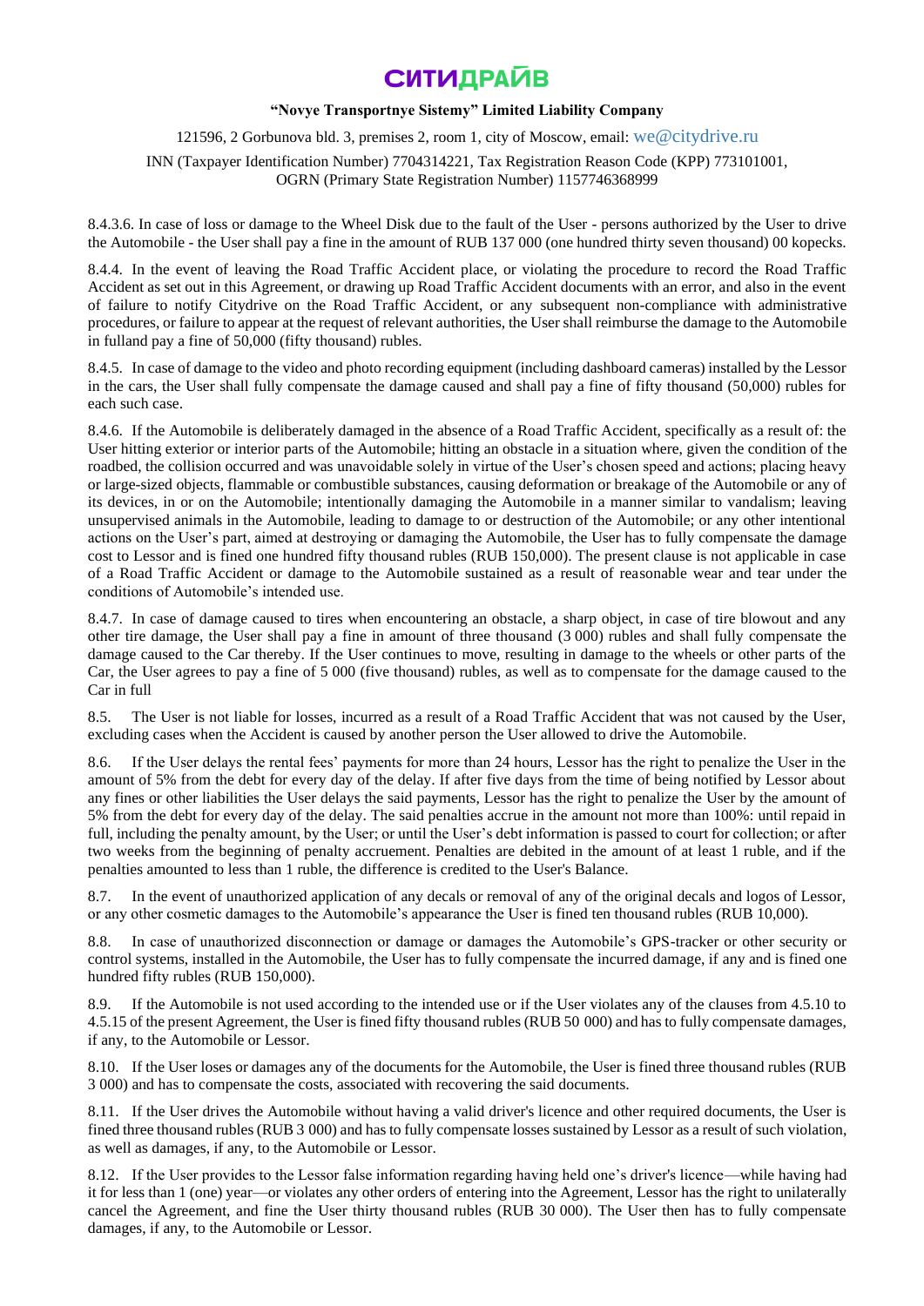8.4.3.6. In case of loss or damage to the Wheel Disk due to the fault of the User - persons authorized by the User to drive the Automobile - the User shall pay a fine in the amount of RUB 137 000 (one hundred thirty seven thousand) 00 kopecks.

8.4.4. In the event of leaving the Road Traffic Accident place, or violating the procedure to record the Road Traffic Accident as set out in this Agreement, or drawing up Road Traffic Accident documents with an error, and also in the event of failure to notify Citydrive on the Road Traffic Accident, or any subsequent non-compliance with administrative procedures, or failure to appear at the request of relevant authorities, the User shall reimburse the damage to the Automobile in fulland pay a fine of 50,000 (fifty thousand) rubles.

8.4.5. In case of damage to the video and photo recording equipment (including dashboard cameras) installed by the Lessor in the cars, the User shall fully compensate the damage caused and shall pay a fine of fifty thousand (50,000) rubles for each such case.

8.4.6. If the Automobile is deliberately damaged in the absence of a Road Traffic Accident, specifically as a result of: the User hitting exterior or interior parts of the Automobile; hitting an obstacle in a situation where, given the condition of the roadbed, the collision occurred and was unavoidable solely in virtue of the User's chosen speed and actions; placing heavy or large-sized objects, flammable or combustible substances, causing deformation or breakage of the Automobile or any of its devices, in or on the Automobile; intentionally damaging the Automobile in a manner similar to vandalism; leaving unsupervised animals in the Automobile, leading to damage to or destruction of the Automobile; or any other intentional actions on the User's part, aimed at destroying or damaging the Automobile, the User has to fully compensate the damage cost to Lessor and is fined one hundred fifty thousand rubles (RUB 150,000). The present clause is not applicable in case of a Road Traffic Accident or damage to the Automobile sustained as a result of reasonable wear and tear under the conditions of Automobile's intended use.

8.4.7. In case of damage caused to tires when encountering an obstacle, a sharp object, in case of tire blowout and any other tire damage, the User shall pay a fine in amount of three thousand (3 000) rubles and shall fully compensate the damage caused to the Car thereby. If the User continues to move, resulting in damage to the wheels or other parts of the Car, the User agrees to pay a fine of 5 000 (five thousand) rubles, as well as to compensate for the damage caused to the Car in full

8.5. The User is not liable for losses, incurred as a result of a Road Traffic Accident that was not caused by the User, excluding cases when the Accident is caused by another person the User allowed to drive the Automobile.

8.6. If the User delays the rental fees' payments for more than 24 hours, Lessor has the right to penalize the User in the amount of 5% from the debt for every day of the delay. If after five days from the time of being notified by Lessor about any fines or other liabilities the User delays the said payments, Lessor has the right to penalize the User by the amount of 5% from the debt for every day of the delay. The said penalties accrue in the amount not more than 100%: until repaid in full, including the penalty amount, by the User; or until the User's debt information is passed to court for collection; or after two weeks from the beginning of penalty accruement. Penalties are debited in the amount of at least 1 ruble, and if the penalties amounted to less than 1 ruble, the difference is credited to the User's Balance.

8.7. In the event of unauthorized application of any decals or removal of any of the original decals and logos of Lessor, or any other cosmetic damages to the Automobile's appearance the User is fined ten thousand rubles (RUB 10,000).

8.8. In case of unauthorized disconnection or damage or damages the Automobile's GPS-tracker or other security or control systems, installed in the Automobile, the User has to fully compensate the incurred damage, if any and is fined one hundred fifty rubles (RUB 150,000).

8.9. If the Automobile is not used according to the intended use or if the User violates any of the clauses from 4.5.10 to 4.5.15 of the present Agreement, the User is fined fifty thousand rubles (RUB 50 000) and has to fully compensate damages, if any, to the Automobile or Lessor.

8.10. If the User loses or damages any of the documents for the Automobile, the User is fined three thousand rubles (RUB 3 000) and has to compensate the costs, associated with recovering the said documents.

8.11. If the User drives the Automobile without having a valid driver's licence and other required documents, the User is fined three thousand rubles (RUB 3 000) and has to fully compensate losses sustained by Lessor as a result of such violation, as well as damages, if any, to the Automobile or Lessor.

8.12. If the User provides to the Lessor false information regarding having held one's driver's licence—while having had it for less than 1 (one) year—or violates any other orders of entering into the Agreement, Lessor has the right to unilaterally cancel the Agreement, and fine the User thirty thousand rubles (RUB 30 000). The User then has to fully compensate damages, if any, to the Automobile or Lessor.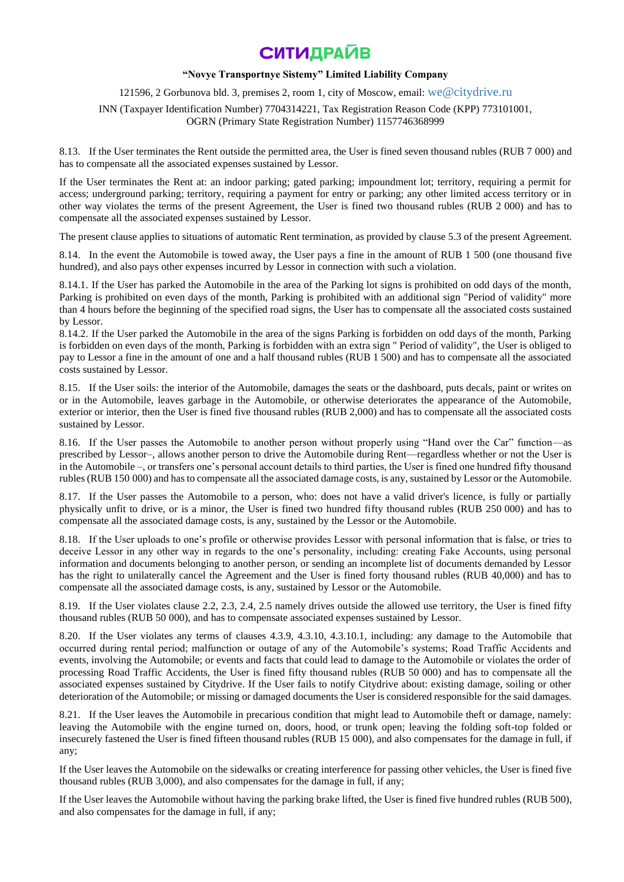8.13. If the User terminates the Rent outside the permitted area, the User is fined seven thousand rubles (RUB 7 000) and has to compensate all the associated expenses sustained by Lessor.

If the User terminates the Rent at: an indoor parking; gated parking; impoundment lot; territory, requiring a permit for access; underground parking; territory, requiring a payment for entry or parking; any other limited access territory or in other way violates the terms of the present Agreement, the User is fined two thousand rubles (RUB 2 000) and has to compensate all the associated expenses sustained by Lessor.

The present clause applies to situations of automatic Rent termination, as provided by clause 5.3 of the present Agreement.

8.14. In the event the Automobile is towed away, the User pays a fine in the amount of RUB 1 500 (one thousand five hundred), and also pays other expenses incurred by Lessor in connection with such a violation.

8.14.1. If the User has parked the Automobile in the area of the Parking lot signs is prohibited on odd days of the month, Parking is prohibited on even days of the month, Parking is prohibited with an additional sign "Period of validity" more than 4 hours before the beginning of the specified road signs, the User has to compensate all the associated costs sustained by Lessor.

8.14.2. If the User parked the Automobile in the area of the signs Parking is forbidden on odd days of the month, Parking is forbidden on even days of the month, Parking is forbidden with an extra sign " Period of validity", the User is obliged to pay to Lessor a fine in the amount of one and a half thousand rubles (RUB 1 500) and has to compensate all the associated costs sustained by Lessor.

8.15. If the User soils: the interior of the Automobile, damages the seats or the dashboard, puts decals, paint or writes on or in the Automobile, leaves garbage in the Automobile, or otherwise deteriorates the appearance of the Automobile, exterior or interior, then the User is fined five thousand rubles (RUB 2,000) and has to compensate all the associated costs sustained by Lessor.

8.16. If the User passes the Automobile to another person without properly using "Hand over the Car" function—as prescribed by Lessor–, allows another person to drive the Automobile during Rent—regardless whether or not the User is in the Automobile –, or transfers one's personal account details to third parties, the User is fined one hundred fifty thousand rubles (RUB 150 000) and has to compensate all the associated damage costs, is any, sustained by Lessor or the Automobile.

8.17. If the User passes the Automobile to a person, who: does not have a valid driver's licence, is fully or partially physically unfit to drive, or is a minor, the User is fined two hundred fifty thousand rubles (RUB 250 000) and has to compensate all the associated damage costs, is any, sustained by the Lessor or the Automobile.

8.18. If the User uploads to one's profile or otherwise provides Lessor with personal information that is false, or tries to deceive Lessor in any other way in regards to the one's personality, including: creating Fake Accounts, using personal information and documents belonging to another person, or sending an incomplete list of documents demanded by Lessor has the right to unilaterally cancel the Agreement and the User is fined forty thousand rubles (RUB 40,000) and has to compensate all the associated damage costs, is any, sustained by Lessor or the Automobile.

8.19. If the User violates clause 2.2, 2.3, 2.4, 2.5 namely drives outside the allowed use territory, the User is fined fifty thousand rubles (RUB 50 000), and has to compensate associated expenses sustained by Lessor.

8.20. If the User violates any terms of clauses 4.3.9, 4.3.10, 4.3.10.1, including: any damage to the Automobile that occurred during rental period; malfunction or outage of any of the Automobile's systems; Road Traffic Accidents and events, involving the Automobile; or events and facts that could lead to damage to the Automobile or violates the order of processing Road Traffic Accidents, the User is fined fifty thousand rubles (RUB 50 000) and has to compensate all the associated expenses sustained by Citydrive. If the User fails to notify Citydrive about: existing damage, soiling or other deterioration of the Automobile; or missing or damaged documents the User is considered responsible for the said damages.

8.21. If the User leaves the Automobile in precarious condition that might lead to Automobile theft or damage, namely: leaving the Automobile with the engine turned on, doors, hood, or trunk open; leaving the folding soft-top folded or insecurely fastened the User is fined fifteen thousand rubles (RUB 15 000), and also compensates for the damage in full, if any;

If the User leaves the Automobile on the sidewalks or creating interference for passing other vehicles, the User is fined five thousand rubles (RUB 3,000), and also compensates for the damage in full, if any;

If the User leaves the Automobile without having the parking brake lifted, the User is fined five hundred rubles (RUB 500), and also compensates for the damage in full, if any;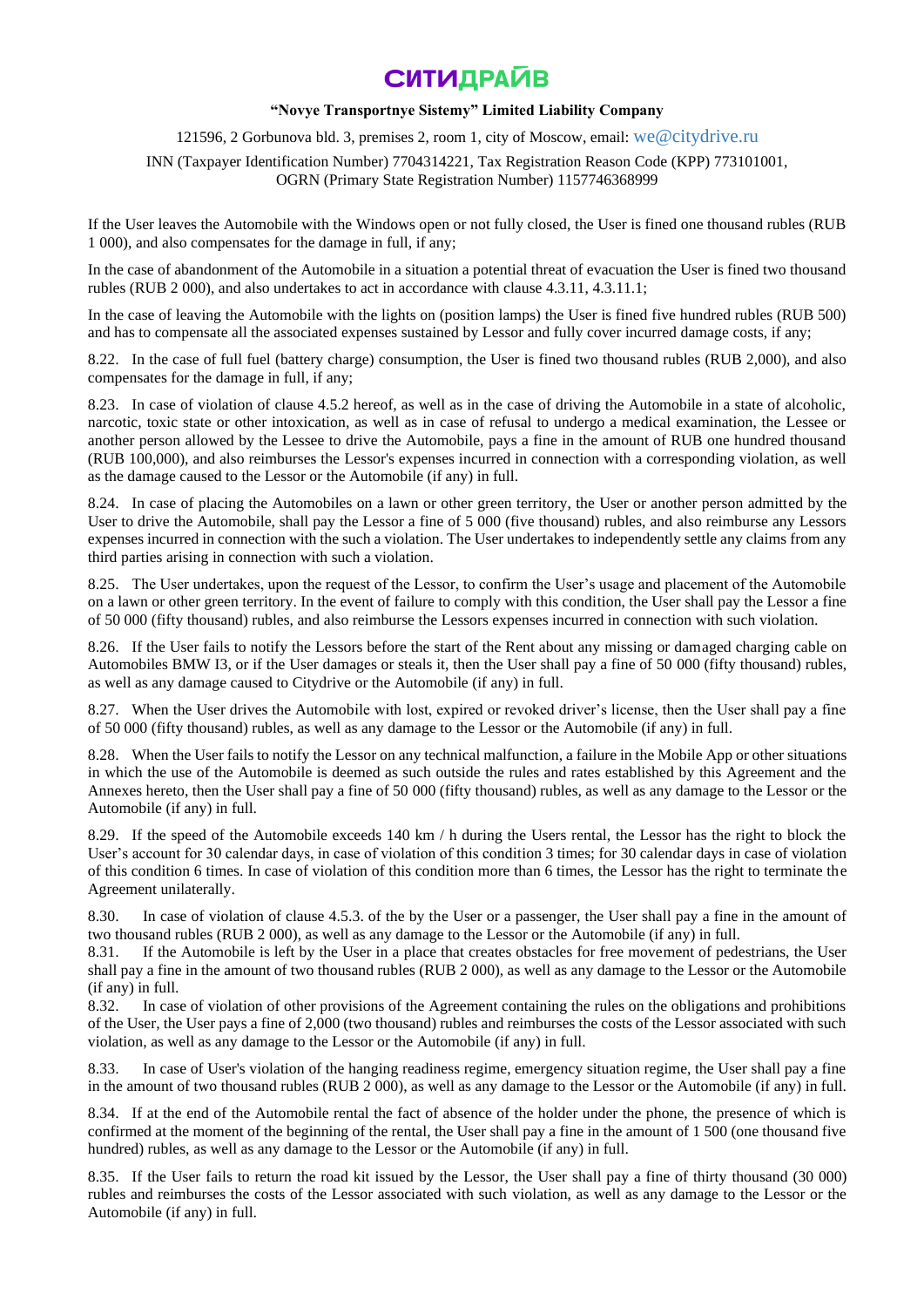If the User leaves the Automobile with the Windows open or not fully closed, the User is fined one thousand rubles (RUB 1 000), and also compensates for the damage in full, if any;

In the case of abandonment of the Automobile in a situation a potential threat of evacuation the User is fined two thousand rubles (RUB 2 000), and also undertakes to act in accordance with clause 4.3.11, 4.3.11.1;

In the case of leaving the Automobile with the lights on (position lamps) the User is fined five hundred rubles (RUB 500) and has to compensate all the associated expenses sustained by Lessor and fully cover incurred damage costs, if any;

8.22. In the case of full fuel (battery charge) consumption, the User is fined two thousand rubles (RUB 2,000), and also compensates for the damage in full, if any;

8.23. In case of violation of clause 4.5.2 hereof, as well as in the case of driving the Automobile in a state of alcoholic, narcotic, toxic state or other intoxication, as well as in case of refusal to undergo a medical examination, the Lessee or another person allowed by the Lessee to drive the Automobile, pays a fine in the amount of RUB one hundred thousand (RUB 100,000), and also reimburses the Lessor's expenses incurred in connection with a corresponding violation, as well as the damage caused to the Lessor or the Automobile (if any) in full.

8.24. In case of placing the Automobiles on a lawn or other green territory, the User or another person admitted by the User to drive the Automobile, shall pay the Lessor a fine of 5 000 (five thousand) rubles, and also reimburse any Lessors expenses incurred in connection with the such a violation. The User undertakes to independently settle any claims from any third parties arising in connection with such a violation.

8.25. The User undertakes, upon the request of the Lessor, to confirm the User's usage and placement of the Automobile on a lawn or other green territory. In the event of failure to comply with this condition, the User shall pay the Lessor a fine of 50 000 (fifty thousand) rubles, and also reimburse the Lessors expenses incurred in connection with such violation.

8.26. If the User fails to notify the Lessors before the start of the Rent about any missing or damaged charging cable on Automobiles BMW I3, or if the User damages or steals it, then the User shall pay a fine of 50 000 (fifty thousand) rubles, as well as any damage caused to Citydrive or the Automobile (if any) in full.

8.27. When the User drives the Automobile with lost, expired or revoked driver's license, then the User shall pay a fine of 50 000 (fifty thousand) rubles, as well as any damage to the Lessor or the Automobile (if any) in full.

8.28. When the User fails to notify the Lessor on any technical malfunction, a failure in the Mobile App or other situations in which the use of the Automobile is deemed as such outside the rules and rates established by this Agreement and the Annexes hereto, then the User shall pay a fine of 50 000 (fifty thousand) rubles, as well as any damage to the Lessor or the Automobile (if any) in full.

8.29. If the speed of the Automobile exceeds 140 km / h during the Users rental, the Lessor has the right to block the User's account for 30 calendar days, in case of violation of this condition 3 times; for 30 calendar days in case of violation of this condition 6 times. In case of violation of this condition more than 6 times, the Lessor has the right to terminate the Agreement unilaterally.

8.30. In case of violation of clause 4.5.3. of the by the User or a passenger, the User shall pay a fine in the amount of two thousand rubles (RUB 2 000), as well as any damage to the Lessor or the Automobile (if any) in full.

8.31. If the Automobile is left by the User in a place that creates obstacles for free movement of pedestrians, the User shall pay a fine in the amount of two thousand rubles (RUB 2 000), as well as any damage to the Lessor or the Automobile (if any) in full.

8.32. In case of violation of other provisions of the Agreement containing the rules on the obligations and prohibitions of the User, the User pays a fine of 2,000 (two thousand) rubles and reimburses the costs of the Lessor associated with such violation, as well as any damage to the Lessor or the Automobile (if any) in full.

8.33. In case of User's violation of the hanging readiness regime, emergency situation regime, the User shall pay a fine in the amount of two thousand rubles (RUB 2 000), as well as any damage to the Lessor or the Automobile (if any) in full.

8.34. If at the end of the Automobile rental the fact of absence of the holder under the phone, the presence of which is confirmed at the moment of the beginning of the rental, the User shall pay a fine in the amount of 1 500 (one thousand five hundred) rubles, as well as any damage to the Lessor or the Automobile (if any) in full.

8.35. If the User fails to return the road kit issued by the Lessor, the User shall pay a fine of thirty thousand (30 000) rubles and reimburses the costs of the Lessor associated with such violation, as well as any damage to the Lessor or the Automobile (if any) in full.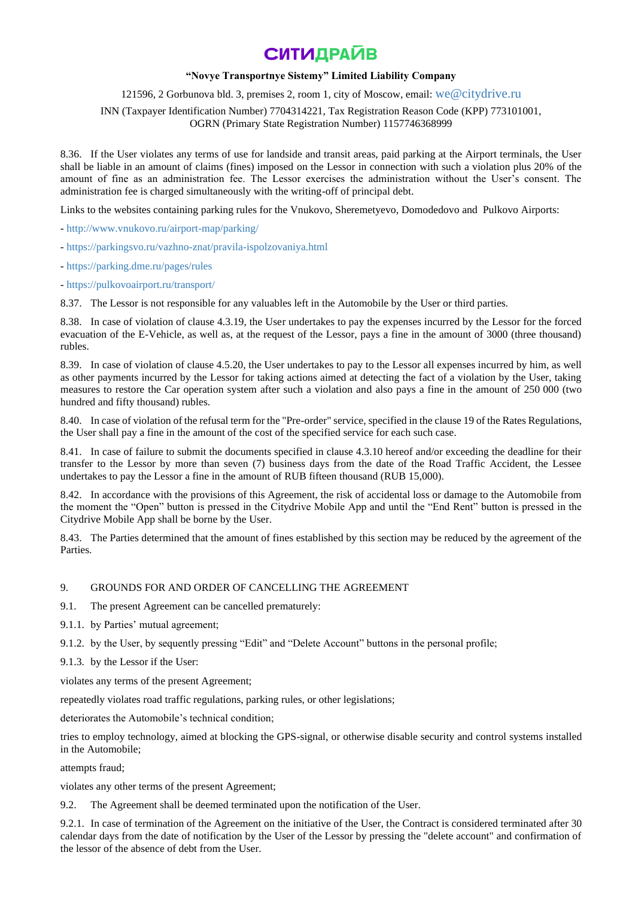8.36. If the User violates any terms of use for landside and transit areas, paid parking at the Airport terminals, the User shall be liable in an amount of claims (fines) imposed on the Lessor in connection with such a violation plus 20% of the amount of fine as an administration fee. The Lessor exercises the administration without the User's consent. The administration fee is charged simultaneously with the writing-off of principal debt.

Links to the websites containing parking rules for the Vnukovo, Sheremetyevo, Domodedovo and Pulkovo Airports:

- http://www.vnukovo.ru/airport-map/parking/
- https://parkingsvo.ru/vazhno-znat/pravila-ispolzovaniya.html
- https://parking.dme.ru/pages/rules
- https://pulkovoairport.ru/transport/

8.37. The Lessor is not responsible for any valuables left in the Automobile by the User or third parties.

8.38. In case of violation of clause 4.3.19, the User undertakes to pay the expenses incurred by the Lessor for the forced evacuation of the E-Vehicle, as well as, at the request of the Lessor, pays a fine in the amount of 3000 (three thousand) rubles.

8.39. In case of violation of clause 4.5.20, the User undertakes to pay to the Lessor all expenses incurred by him, as well as other payments incurred by the Lessor for taking actions aimed at detecting the fact of a violation by the User, taking measures to restore the Car operation system after such a violation and also pays a fine in the amount of 250 000 (two hundred and fifty thousand) rubles.

8.40. In case of violation of the refusal term for the "Pre-order" service, specified in the clause 19 of the Rates Regulations, the User shall pay a fine in the amount of the cost of the specified service for each such case.

8.41. In case of failure to submit the documents specified in clause 4.3.10 hereof and/or exceeding the deadline for their transfer to the Lessor by more than seven (7) business days from the date of the Road Traffic Accident, the Lessee undertakes to pay the Lessor a fine in the amount of RUB fifteen thousand (RUB 15,000).

8.42. In accordance with the provisions of this Agreement, the risk of accidental loss or damage to the Automobile from the moment the "Open" button is pressed in the Citydrive Mobile App and until the "End Rent" button is pressed in the Citydrive Mobile App shall be borne by the User.

8.43. The Parties determined that the amount of fines established by this section may be reduced by the agreement of the Parties.

## 9. GROUNDS FOR AND ORDER OF CANCELLING THE AGREEMENT

9.1. The present Agreement can be cancelled prematurely:

9.1.1. by Parties' mutual agreement;

9.1.2. by the User, by sequently pressing "Edit" and "Delete Account" buttons in the personal profile;

9.1.3. by the Lessor if the User:

violates any terms of the present Agreement;

repeatedly violates road traffic regulations, parking rules, or other legislations;

deteriorates the Automobile's technical condition;

tries to employ technology, aimed at blocking the GPS-signal, or otherwise disable security and control systems installed in the Automobile;

attempts fraud;

violates any other terms of the present Agreement;

9.2. The Agreement shall be deemed terminated upon the notification of the User.

9.2.1. In case of termination of the Agreement on the initiative of the User, the Contract is considered terminated after 30 calendar days from the date of notification by the User of the Lessor by pressing the "delete account" and confirmation of the lessor of the absence of debt from the User.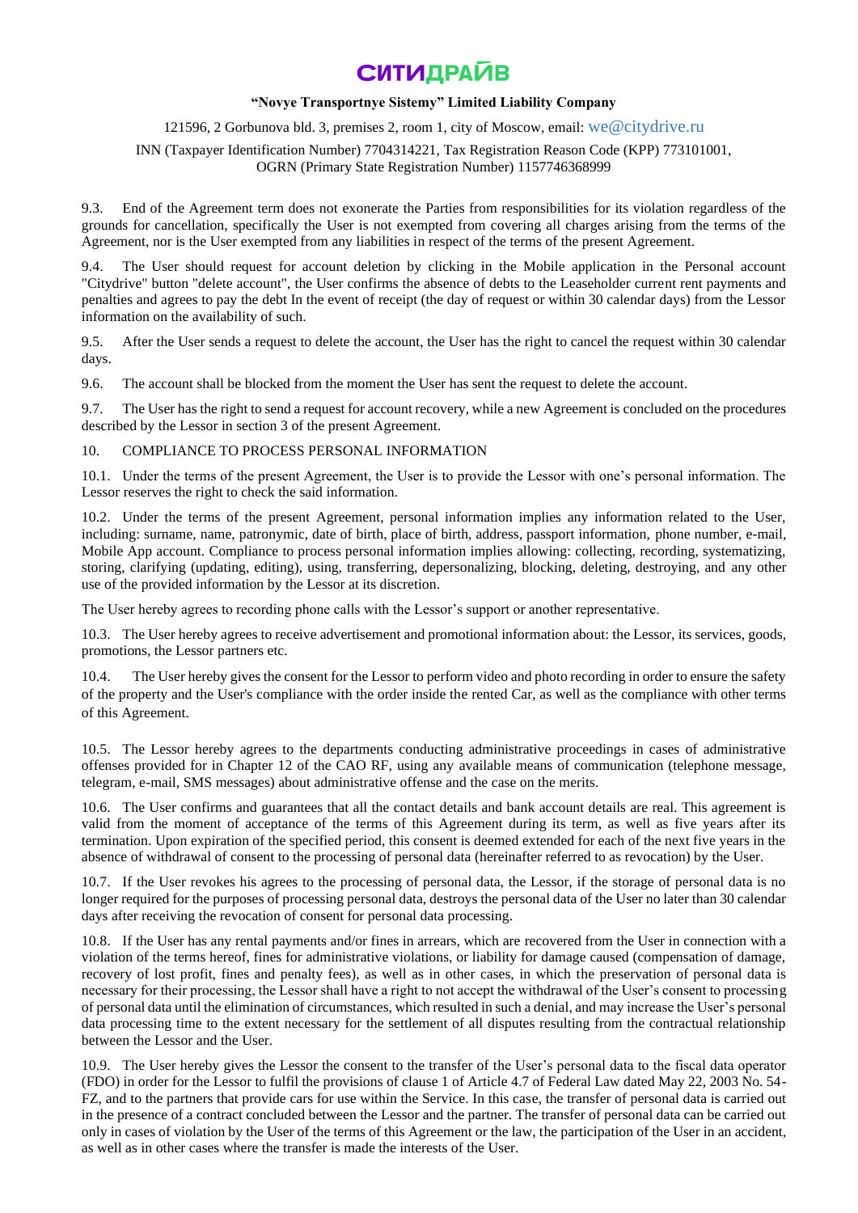9.3. End of the Agreement term does not exonerate the Parties from responsibilities for its violation regardless of the grounds for cancellation, specifically the User is not exempted from covering all charges arising from the terms of the Agreement, nor is the User exempted from any liabilities in respect of the terms of the present Agreement.

9.4. The User should request for account deletion by clicking in the Mobile application in the Personal account "Citydrive" button "delete account", the User confirms the absence of debts to the Leaseholder current rent payments and penalties and agrees to pay the debt In the event of receipt (the day of request or within 30 calendar days) from the Lessor information on the availability of such.

9.5. After the User sends a request to delete the account, the User has the right to cancel the request within 30 calendar days.

9.6. The account shall be blocked from the moment the User has sent the request to delete the account.

9.7. The User has the right to send a request for account recovery, while a new Agreement is concluded on the procedures described by the Lessor in section 3 of the present Agreement.

## 10. COMPLIANCE TO PROCESS PERSONAL INFORMATION

10.1. Under the terms of the present Agreement, the User is to provide the Lessor with one's personal information. The Lessor reserves the right to check the said information.

10.2. Under the terms of the present Agreement, personal information implies any information related to the User, including: surname, name, patronymic, date of birth, place of birth, address, passport information, phone number, e-mail, Mobile App account. Compliance to process personal information implies allowing: collecting, recording, systematizing, storing, clarifying (updating, editing), using, transferring, depersonalizing, blocking, deleting, destroying, and any other use of the provided information by the Lessor at its discretion.

The User hereby agrees to recording phone calls with the Lessor's support or another representative.

10.3. The User hereby agrees to receive advertisement and promotional information about: the Lessor, its services, goods, promotions, the Lessor partners etc.

10.4. The User hereby gives the consent for the Lessor to perform video and photo recording in order to ensure the safety of the property and the User's compliance with the order inside the rented Car, as well as the compliance with other terms of this Agreement.

10.5. The Lessor hereby agrees to the departments conducting administrative proceedings in cases of administrative offenses provided for in Chapter 12 of the CAO RF, using any available means of communication (telephone message, telegram, e-mail, SMS messages) about administrative offense and the case on the merits.

10.6. The User confirms and guarantees that all the contact details and bank account details are real. This agreement is valid from the moment of acceptance of the terms of this Agreement during its term, as well as five years after its termination. Upon expiration of the specified period, this consent is deemed extended for each of the next five years in the absence of withdrawal of consent to the processing of personal data (hereinafter referred to as revocation) by the User.

10.7. If the User revokes his agrees to the processing of personal data, the Lessor, if the storage of personal data is no longer required for the purposes of processing personal data, destroys the personal data of the User no later than 30 calendar days after receiving the revocation of consent for personal data processing.

10.8. If the User has any rental payments and/or fines in arrears, which are recovered from the User in connection with a violation of the terms hereof, fines for administrative violations, or liability for damage caused (compensation of damage, recovery of lost profit, fines and penalty fees), as well as in other cases, in which the preservation of personal data is necessary for their processing, the Lessor shall have a right to not accept the withdrawal of the User's consent to processing of personal data until the elimination of circumstances, which resulted in such a denial, and may increase the User's personal data processing time to the extent necessary for the settlement of all disputes resulting from the contractual relationship between the Lessor and the User.

10.9. The User hereby gives the Lessor the consent to the transfer of the User's personal data to the fiscal data operator (FDO) in order for the Lessor to fulfil the provisions of clause 1 of Article 4.7 of Federal Law dated May 22, 2003 No. 54-FZ, and to the partners that provide cars for use within the Service. In this case, the transfer of personal data is carried out in the presence of a contract concluded between the Lessor and the partner. The transfer of personal data can be carried out only in cases of violation by the User of the terms of this Agreement or the law, the participation of the User in an accident, as well as in other cases where the transfer is made the interests of the User.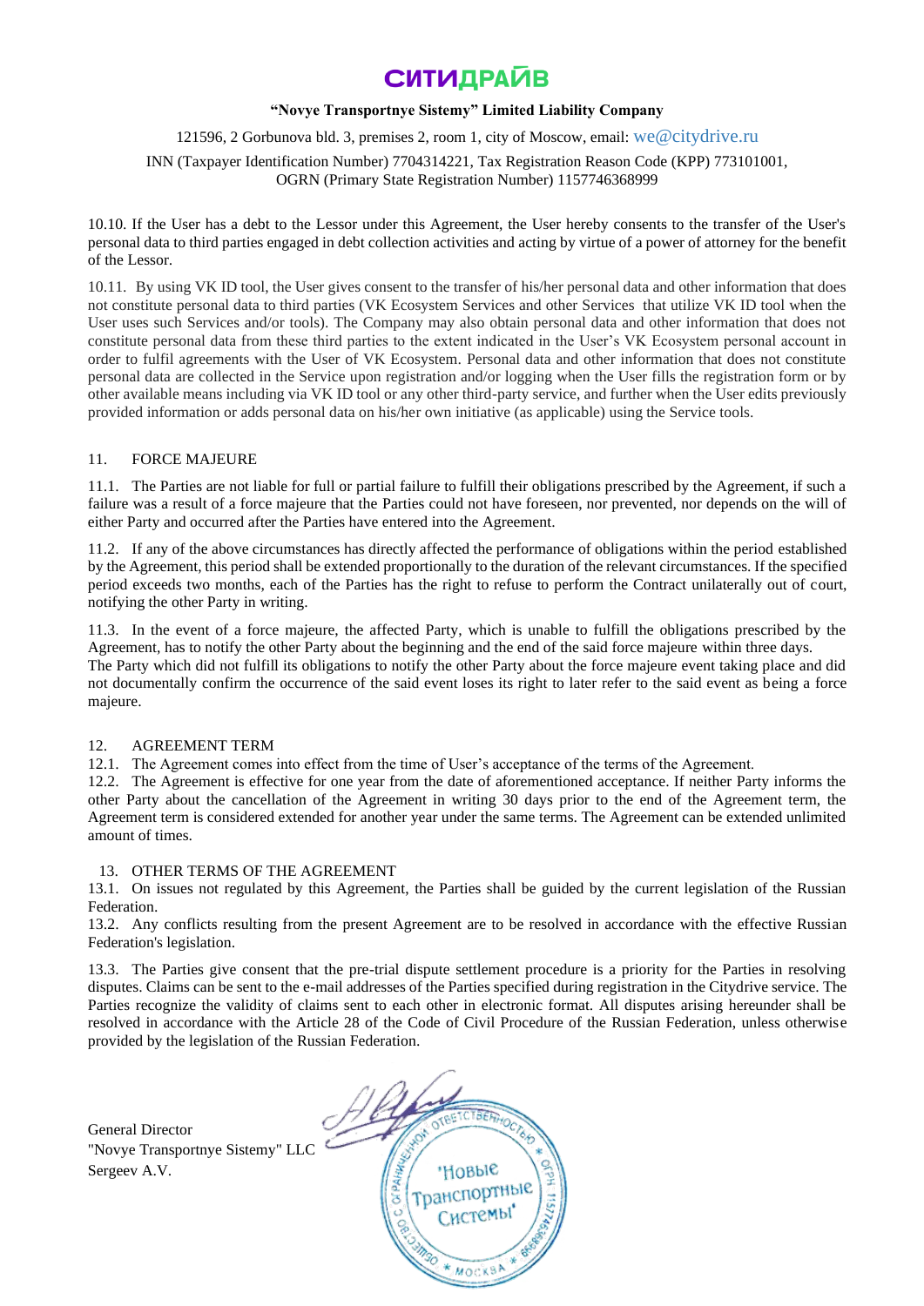10.10. If the User has a debt to the Lessor under this Agreement, the User hereby consents to the transfer of the User's personal data to third parties engaged in debt collection activities and acting by virtue of a power of attorney for the benefit of the Lessor.

10.11. By using VK ID tool, the User gives consent to the transfer of his/her personal data and other information that does not constitute personal data to third parties (VK Ecosystem Services and other Services that utilize VK ID tool when the User uses such Services and/or tools). The Company may also obtain personal data and other information that does not constitute personal data from these third parties to the extent indicated in the User's VK Ecosystem personal account in order to fulfil agreements with the User of VK Ecosystem. Personal data and other information that does not constitute personal data are collected in the Service upon registration and/or logging when the User fills the registration form or by other available means including via VK ID tool or any other third-party service, and further when the User edits previously provided information or adds personal data on his/her own initiative (as applicable) using the Service tools.

## 11. FORCE MAJEURE

11.1. The Parties are not liable for full or partial failure to fulfill their obligations prescribed by the Agreement, if such a failure was a result of a force majeure that the Parties could not have foreseen, nor prevented, nor depends on the will of either Party and occurred after the Parties have entered into the Agreement.

11.2. If any of the above circumstances has directly affected the performance of obligations within the period established by the Agreement, this period shall be extended proportionally to the duration of the relevant circumstances. If the specified period exceeds two months, each of the Parties has the right to refuse to perform the Contract unilaterally out of court, notifying the other Party in writing.

11.3. In the event of a force majeure, the affected Party, which is unable to fulfill the obligations prescribed by the Agreement, has to notify the other Party about the beginning and the end of the said force majeure within three days. The Party which did not fulfill its obligations to notify the other Party about the force majeure event taking place and did not documentally confirm the occurrence of the said event loses its right to later refer to the said event as being a force majeure.

## 12. AGREEMENT TERM

12.1. The Agreement comes into effect from the time of User's acceptance of the terms of the Agreement.

12.2. The Agreement is effective for one year from the date of aforementioned acceptance. If neither Party informs the other Party about the cancellation of the Agreement in writing 30 days prior to the end of the Agreement term, the Agreement term is considered extended for another year under the same terms. The Agreement can be extended unlimited amount of times.

## 13. OTHER TERMS OF THE AGREEMENT

13.1. On issues not regulated by this Agreement, the Parties shall be guided by the current legislation of the Russian Federation.

13.2. Any conflicts resulting from the present Agreement are to be resolved in accordance with the effective Russian Federation's legislation.

13.3. The Parties give consent that the pre-trial dispute settlement procedure is a priority for the Parties in resolving disputes. Claims can be sent to the e-mail addresses of the Parties specified during registration in the Citydrive service. The Parties recognize the validity of claims sent to each other in electronic format. All disputes arising hereunder shall be resolved in accordance with the Article 28 of the Code of Civil Procedure of the Russian Federation, unless otherwise provided by the legislation of the Russian Federation.

General Director
"Novye Transportnye Sistemy" LLC
Sergeev A.V.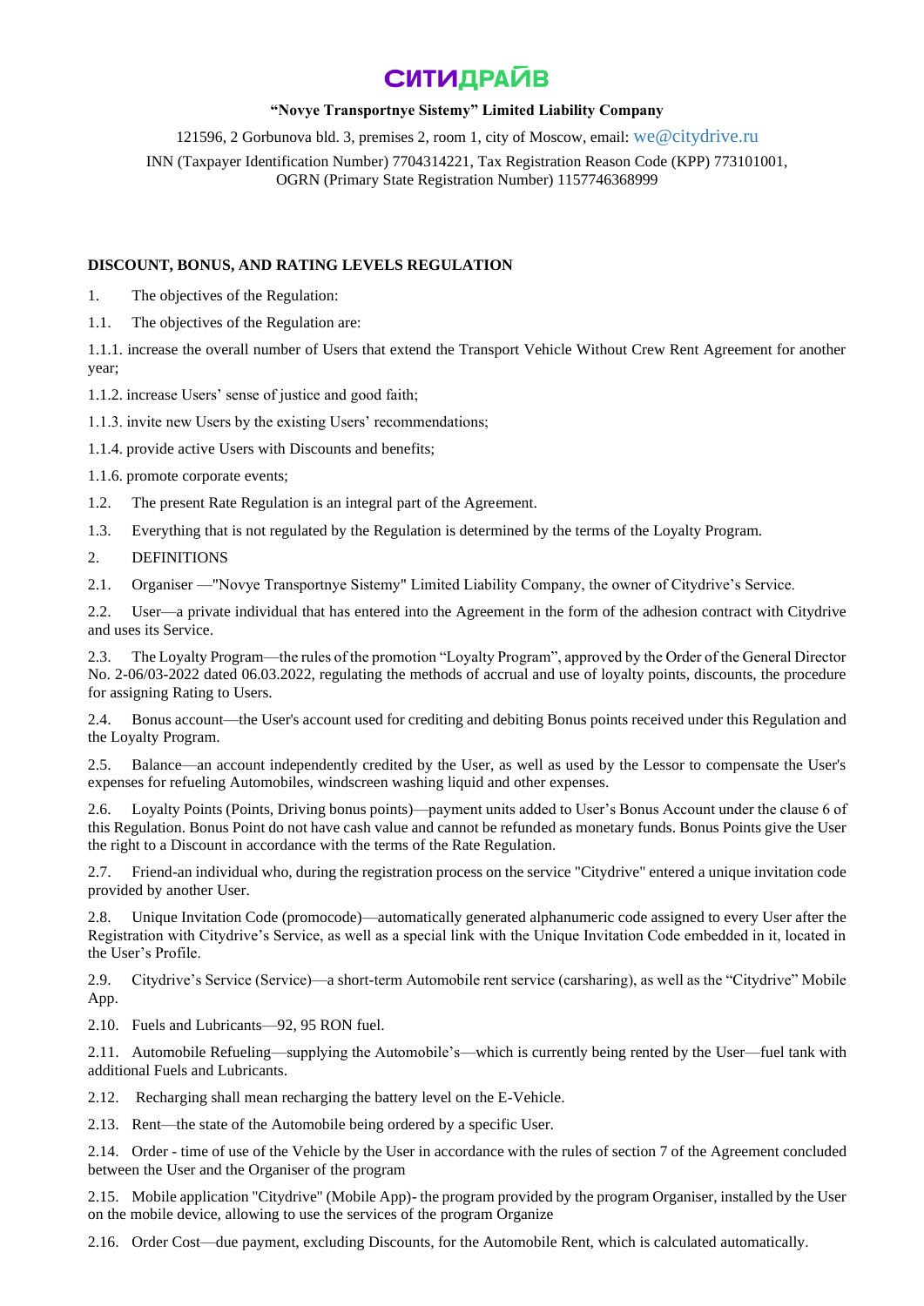# СИТИДРАЙВ

**"Novye Transportnye Sistemy" Limited Liability Company**

121596, 2 Gorbunova bld. 3, premises 2, room 1, city of Moscow, email: we@citydrive.ru

INN (Taxpayer Identification Number) 7704314221, Tax Registration Reason Code (KPP) 773101001, OGRN (Primary State Registration Number) 1157746368999

**DISCOUNT, BONUS, AND RATING LEVELS REGULATION**

1. The objectives of the Regulation:

1.1. The objectives of the Regulation are:

1.1.1. increase the overall number of Users that extend the Transport Vehicle Without Crew Rent Agreement for another year;

1.1.2. increase Users' sense of justice and good faith;

1.1.3. invite new Users by the existing Users' recommendations;

1.1.4. provide active Users with Discounts and benefits;

1.1.6. promote corporate events;

1.2. The present Rate Regulation is an integral part of the Agreement.

1.3. Everything that is not regulated by the Regulation is determined by the terms of the Loyalty Program.

2. DEFINITIONS

2.1. Organiser —"Novye Transportnye Sistemy" Limited Liability Company, the owner of Citydrive's Service.

2.2. User—a private individual that has entered into the Agreement in the form of the adhesion contract with Citydrive and uses its Service.

2.3. The Loyalty Program—the rules of the promotion "Loyalty Program", approved by the Order of the General Director No. 2-06/03-2022 dated 06.03.2022, regulating the methods of accrual and use of loyalty points, discounts, the procedure for assigning Rating to Users.

2.4. Bonus account—the User's account used for crediting and debiting Bonus points received under this Regulation and the Loyalty Program.

2.5. Balance—an account independently credited by the User, as well as used by the Lessor to compensate the User's expenses for refueling Automobiles, windscreen washing liquid and other expenses.

2.6. Loyalty Points (Points, Driving bonus points)—payment units added to User's Bonus Account under the clause 6 of this Regulation. Bonus Point do not have cash value and cannot be refunded as monetary funds. Bonus Points give the User the right to a Discount in accordance with the terms of the Rate Regulation.

2.7. Friend-an individual who, during the registration process on the service "Citydrive" entered a unique invitation code provided by another User.

2.8. Unique Invitation Code (promocode)—automatically generated alphanumeric code assigned to every User after the Registration with Citydrive's Service, as well as a special link with the Unique Invitation Code embedded in it, located in the User's Profile.

2.9. Citydrive's Service (Service)—a short-term Automobile rent service (carsharing), as well as the "Citydrive" Mobile App.

2.10. Fuels and Lubricants—92, 95 RON fuel.

2.11. Automobile Refueling—supplying the Automobile's—which is currently being rented by the User—fuel tank with additional Fuels and Lubricants.

2.12. Recharging shall mean recharging the battery level on the E-Vehicle.

2.13. Rent—the state of the Automobile being ordered by a specific User.

2.14. Order - time of use of the Vehicle by the User in accordance with the rules of section 7 of the Agreement concluded between the User and the Organiser of the program

2.15. Mobile application "Citydrive" (Mobile App)- the program provided by the program Organiser, installed by the User on the mobile device, allowing to use the services of the program Organize

2.16. Order Cost—due payment, excluding Discounts, for the Automobile Rent, which is calculated automatically.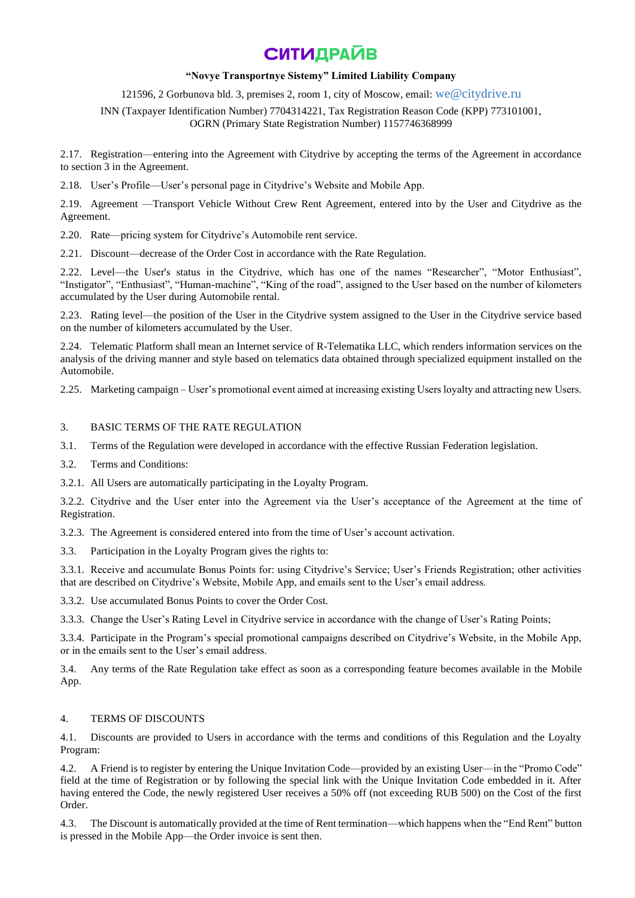# СИТИДРАЙВ

**"Novye Transportnye Sistemy" Limited Liability Company**

121596, 2 Gorbunova bld. 3, premises 2, room 1, city of Moscow, email: we@citydrive.ru

INN (Taxpayer Identification Number) 7704314221, Tax Registration Reason Code (KPP) 773101001, OGRN (Primary State Registration Number) 1157746368999

2.17. Registration—entering into the Agreement with Citydrive by accepting the terms of the Agreement in accordance to section 3 in the Agreement.

2.18. User's Profile—User's personal page in Citydrive's Website and Mobile App.

2.19. Agreement —Transport Vehicle Without Crew Rent Agreement, entered into by the User and Citydrive as the Agreement.

2.20. Rate—pricing system for Citydrive's Automobile rent service.

2.21. Discount—decrease of the Order Cost in accordance with the Rate Regulation.

2.22. Level—the User's status in the Citydrive, which has one of the names "Researcher", "Motor Enthusiast", "Instigator", "Enthusiast", "Human-machine", "King of the road", assigned to the User based on the number of kilometers accumulated by the User during Automobile rental.

2.23. Rating level—the position of the User in the Citydrive system assigned to the User in the Citydrive service based on the number of kilometers accumulated by the User.

2.24. Telematic Platform shall mean an Internet service of R-Telematika LLC, which renders information services on the analysis of the driving manner and style based on telematics data obtained through specialized equipment installed on the Automobile.

2.25. Marketing campaign – User's promotional event aimed at increasing existing Users loyalty and attracting new Users.

## 3. BASIC TERMS OF THE RATE REGULATION

3.1. Terms of the Regulation were developed in accordance with the effective Russian Federation legislation.

3.2. Terms and Conditions:

3.2.1. All Users are automatically participating in the Loyalty Program.

3.2.2. Citydrive and the User enter into the Agreement via the User's acceptance of the Agreement at the time of Registration.

3.2.3. The Agreement is considered entered into from the time of User's account activation.

3.3. Participation in the Loyalty Program gives the rights to:

3.3.1. Receive and accumulate Bonus Points for: using Citydrive's Service; User's Friends Registration; other activities that are described on Citydrive's Website, Mobile App, and emails sent to the User's email address.

3.3.2. Use accumulated Bonus Points to cover the Order Cost.

3.3.3. Change the User's Rating Level in Citydrive service in accordance with the change of User's Rating Points;

3.3.4. Participate in the Program's special promotional campaigns described on Citydrive's Website, in the Mobile App, or in the emails sent to the User's email address.

3.4. Any terms of the Rate Regulation take effect as soon as a corresponding feature becomes available in the Mobile App.

## 4. TERMS OF DISCOUNTS

4.1. Discounts are provided to Users in accordance with the terms and conditions of this Regulation and the Loyalty Program:

4.2. A Friend is to register by entering the Unique Invitation Code—provided by an existing User—in the "Promo Code" field at the time of Registration or by following the special link with the Unique Invitation Code embedded in it. After having entered the Code, the newly registered User receives a 50% off (not exceeding RUB 500) on the Cost of the first Order.

4.3. The Discount is automatically provided at the time of Rent termination—which happens when the "End Rent" button is pressed in the Mobile App—the Order invoice is sent then.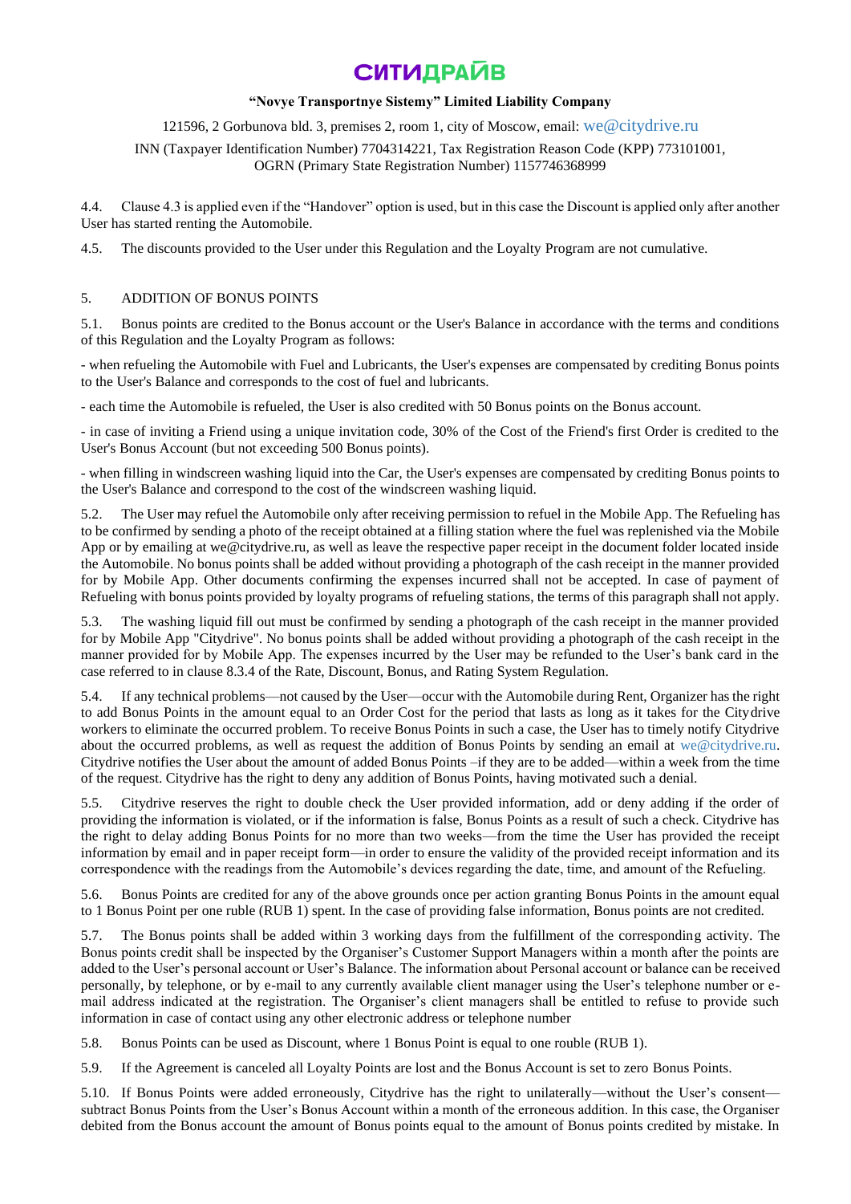4.4. Clause 4.3 is applied even if the "Handover" option is used, but in this case the Discount is applied only after another User has started renting the Automobile.

4.5. The discounts provided to the User under this Regulation and the Loyalty Program are not cumulative.

## 5. ADDITION OF BONUS POINTS

5.1. Bonus points are credited to the Bonus account or the User's Balance in accordance with the terms and conditions of this Regulation and the Loyalty Program as follows:

- when refueling the Automobile with Fuel and Lubricants, the User's expenses are compensated by crediting Bonus points to the User's Balance and corresponds to the cost of fuel and lubricants.

- each time the Automobile is refueled, the User is also credited with 50 Bonus points on the Bonus account.

- in case of inviting a Friend using a unique invitation code, 30% of the Cost of the Friend's first Order is credited to the User's Bonus Account (but not exceeding 500 Bonus points).

- when filling in windscreen washing liquid into the Car, the User's expenses are compensated by crediting Bonus points to the User's Balance and correspond to the cost of the windscreen washing liquid.

5.2. The User may refuel the Automobile only after receiving permission to refuel in the Mobile App. The Refueling has to be confirmed by sending a photo of the receipt obtained at a filling station where the fuel was replenished via the Mobile App or by emailing at we@citydrive.ru, as well as leave the respective paper receipt in the document folder located inside the Automobile. No bonus points shall be added without providing a photograph of the cash receipt in the manner provided for by Mobile App. Other documents confirming the expenses incurred shall not be accepted. In case of payment of Refueling with bonus points provided by loyalty programs of refueling stations, the terms of this paragraph shall not apply.

5.3. The washing liquid fill out must be confirmed by sending a photograph of the cash receipt in the manner provided for by Mobile App "Citydrive". No bonus points shall be added without providing a photograph of the cash receipt in the manner provided for by Mobile App. The expenses incurred by the User may be refunded to the User's bank card in the case referred to in clause 8.3.4 of the Rate, Discount, Bonus, and Rating System Regulation.

5.4. If any technical problems—not caused by the User—occur with the Automobile during Rent, Organizer has the right to add Bonus Points in the amount equal to an Order Cost for the period that lasts as long as it takes for the Citydrive workers to eliminate the occurred problem. To receive Bonus Points in such a case, the User has to timely notify Citydrive about the occurred problems, as well as request the addition of Bonus Points by sending an email at we@citydrive.ru. Citydrive notifies the User about the amount of added Bonus Points –if they are to be added—within a week from the time of the request. Citydrive has the right to deny any addition of Bonus Points, having motivated such a denial.

5.5. Citydrive reserves the right to double check the User provided information, add or deny adding if the order of providing the information is violated, or if the information is false, Bonus Points as a result of such a check. Citydrive has the right to delay adding Bonus Points for no more than two weeks—from the time the User has provided the receipt information by email and in paper receipt form—in order to ensure the validity of the provided receipt information and its correspondence with the readings from the Automobile's devices regarding the date, time, and amount of the Refueling.

5.6. Bonus Points are credited for any of the above grounds once per action granting Bonus Points in the amount equal to 1 Bonus Point per one ruble (RUB 1) spent. In the case of providing false information, Bonus points are not credited.

5.7. The Bonus points shall be added within 3 working days from the fulfillment of the corresponding activity. The Bonus points credit shall be inspected by the Organiser's Customer Support Managers within a month after the points are added to the User's personal account or User's Balance. The information about Personal account or balance can be received personally, by telephone, or by e-mail to any currently available client manager using the User's telephone number or e-mail address indicated at the registration. The Organiser's client managers shall be entitled to refuse to provide such information in case of contact using any other electronic address or telephone number

5.8. Bonus Points can be used as Discount, where 1 Bonus Point is equal to one rouble (RUB 1).

5.9. If the Agreement is canceled all Loyalty Points are lost and the Bonus Account is set to zero Bonus Points.

5.10. If Bonus Points were added erroneously, Citydrive has the right to unilaterally—without the User's consent—subtract Bonus Points from the User's Bonus Account within a month of the erroneous addition. In this case, the Organiser debited from the Bonus account the amount of Bonus points equal to the amount of Bonus points credited by mistake. In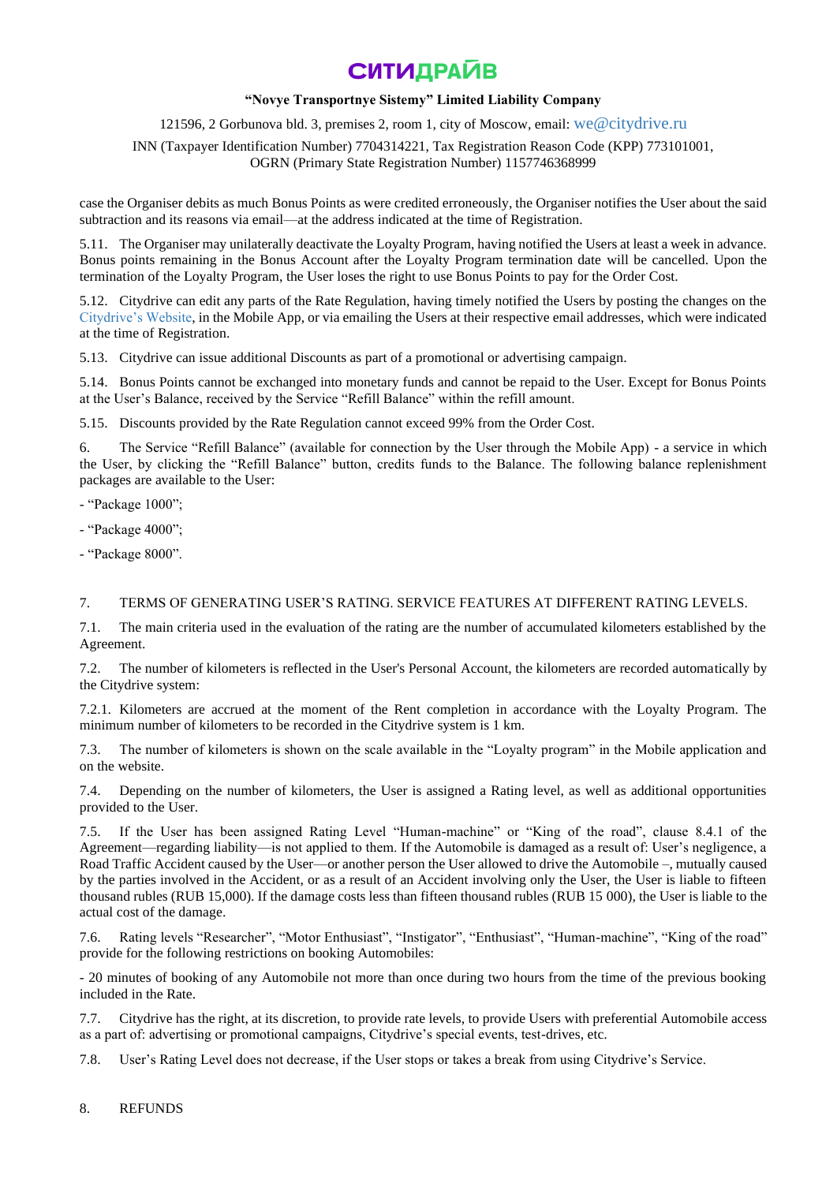case the Organiser debits as much Bonus Points as were credited erroneously, the Organiser notifies the User about the said subtraction and its reasons via email—at the address indicated at the time of Registration.

5.11. The Organiser may unilaterally deactivate the Loyalty Program, having notified the Users at least a week in advance. Bonus points remaining in the Bonus Account after the Loyalty Program termination date will be cancelled. Upon the termination of the Loyalty Program, the User loses the right to use Bonus Points to pay for the Order Cost.

5.12. Citydrive can edit any parts of the Rate Regulation, having timely notified the Users by posting the changes on the Citydrive's Website, in the Mobile App, or via emailing the Users at their respective email addresses, which were indicated at the time of Registration.

5.13. Citydrive can issue additional Discounts as part of a promotional or advertising campaign.

5.14. Bonus Points cannot be exchanged into monetary funds and cannot be repaid to the User. Except for Bonus Points at the User's Balance, received by the Service "Refill Balance" within the refill amount.

5.15. Discounts provided by the Rate Regulation cannot exceed 99% from the Order Cost.

6. The Service "Refill Balance" (available for connection by the User through the Mobile App) - a service in which the User, by clicking the "Refill Balance" button, credits funds to the Balance. The following balance replenishment packages are available to the User:

- "Package 1000";

- "Package 4000";

- "Package 8000".

## 7. TERMS OF GENERATING USER'S RATING. SERVICE FEATURES AT DIFFERENT RATING LEVELS.

7.1. The main criteria used in the evaluation of the rating are the number of accumulated kilometers established by the Agreement.

7.2. The number of kilometers is reflected in the User's Personal Account, the kilometers are recorded automatically by the Citydrive system:

7.2.1. Kilometers are accrued at the moment of the Rent completion in accordance with the Loyalty Program. The minimum number of kilometers to be recorded in the Citydrive system is 1 km.

7.3. The number of kilometers is shown on the scale available in the "Loyalty program" in the Mobile application and on the website.

7.4. Depending on the number of kilometers, the User is assigned a Rating level, as well as additional opportunities provided to the User.

7.5. If the User has been assigned Rating Level "Human-machine" or "King of the road", clause 8.4.1 of the Agreement—regarding liability—is not applied to them. If the Automobile is damaged as a result of: User's negligence, a Road Traffic Accident caused by the User—or another person the User allowed to drive the Automobile –, mutually caused by the parties involved in the Accident, or as a result of an Accident involving only the User, the User is liable to fifteen thousand rubles (RUB 15,000). If the damage costs less than fifteen thousand rubles (RUB 15 000), the User is liable to the actual cost of the damage.

7.6. Rating levels "Researcher", "Motor Enthusiast", "Instigator", "Enthusiast", "Human-machine", "King of the road" provide for the following restrictions on booking Automobiles:

- 20 minutes of booking of any Automobile not more than once during two hours from the time of the previous booking included in the Rate.

7.7. Citydrive has the right, at its discretion, to provide rate levels, to provide Users with preferential Automobile access as a part of: advertising or promotional campaigns, Citydrive's special events, test-drives, etc.

7.8. User's Rating Level does not decrease, if the User stops or takes a break from using Citydrive's Service.

## 8. REFUNDS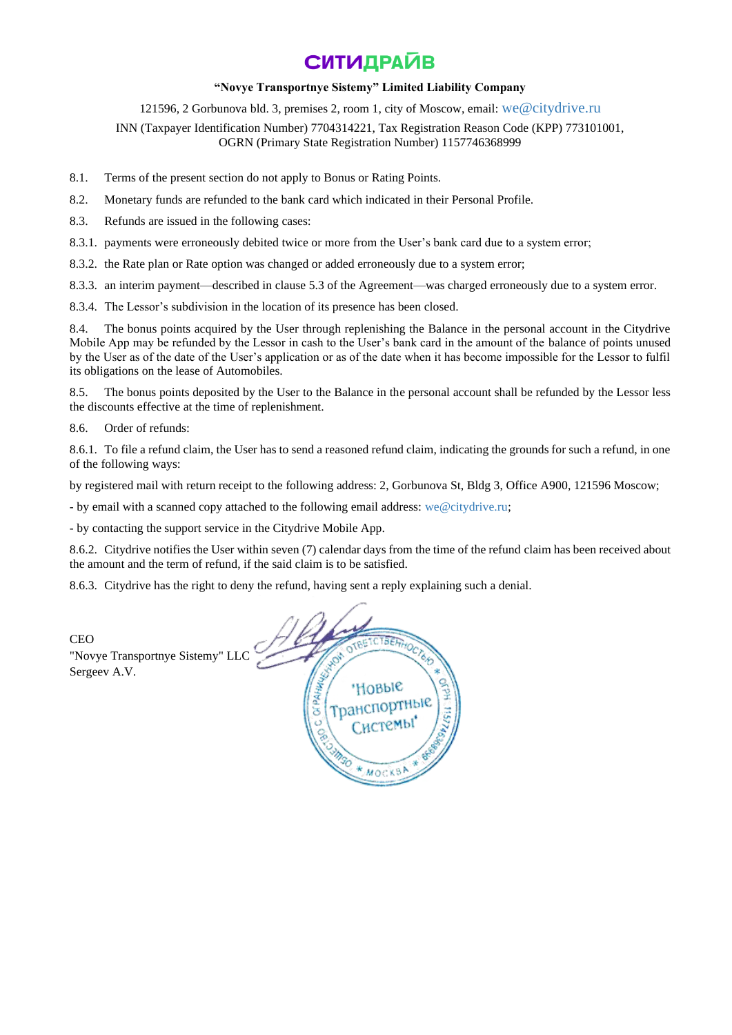СИТИДРАЙВ

**"Novye Transportnye Sistemy" Limited Liability Company**

121596, 2 Gorbunova bld. 3, premises 2, room 1, city of Moscow, email: we@citydrive.ru

INN (Taxpayer Identification Number) 7704314221, Tax Registration Reason Code (KPP) 773101001, OGRN (Primary State Registration Number) 1157746368999

8.1. Terms of the present section do not apply to Bonus or Rating Points.

8.2. Monetary funds are refunded to the bank card which indicated in their Personal Profile.

8.3. Refunds are issued in the following cases:

8.3.1. payments were erroneously debited twice or more from the User's bank card due to a system error;

8.3.2. the Rate plan or Rate option was changed or added erroneously due to a system error;

8.3.3. an interim payment—described in clause 5.3 of the Agreement—was charged erroneously due to a system error.

8.3.4. The Lessor's subdivision in the location of its presence has been closed.

8.4. The bonus points acquired by the User through replenishing the Balance in the personal account in the Citydrive Mobile App may be refunded by the Lessor in cash to the User's bank card in the amount of the balance of points unused by the User as of the date of the User's application or as of the date when it has become impossible for the Lessor to fulfil its obligations on the lease of Automobiles.

8.5. The bonus points deposited by the User to the Balance in the personal account shall be refunded by the Lessor less the discounts effective at the time of replenishment.

8.6. Order of refunds:

8.6.1. To file a refund claim, the User has to send a reasoned refund claim, indicating the grounds for such a refund, in one of the following ways:

by registered mail with return receipt to the following address: 2, Gorbunova St, Bldg 3, Office A900, 121596 Moscow;

- by email with a scanned copy attached to the following email address: we@citydrive.ru;

- by contacting the support service in the Citydrive Mobile App.

8.6.2. Citydrive notifies the User within seven (7) calendar days from the time of the refund claim has been received about the amount and the term of refund, if the said claim is to be satisfied.

8.6.3. Citydrive has the right to deny the refund, having sent a reply explaining such a denial.

CEO
"Novye Transportnye Sistemy" LLC
Sergeev A.V.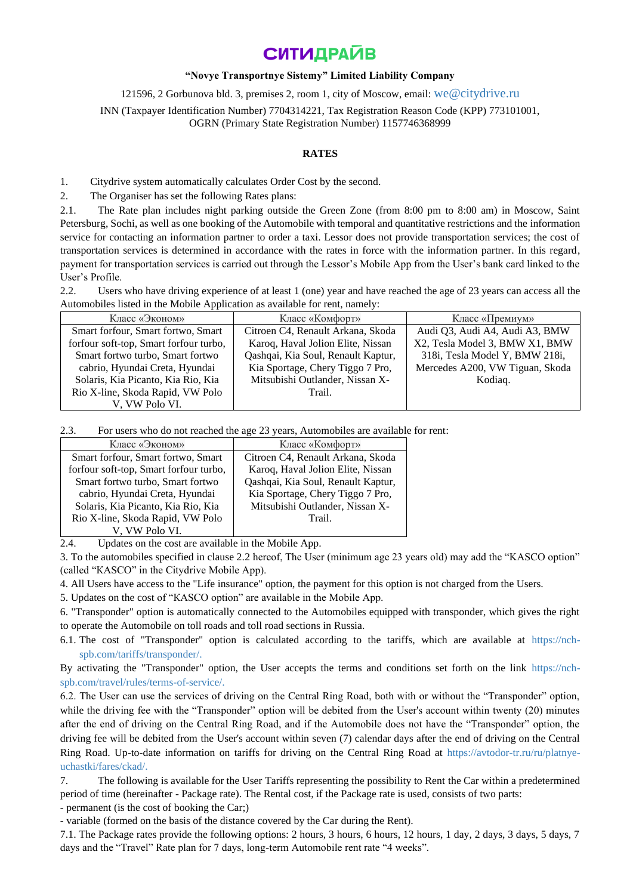**СИТИДРАЙВ**

**"Novye Transportnye Sistemy" Limited Liability Company**

121596, 2 Gorbunova bld. 3, premises 2, room 1, city of Moscow, email: we@citydrive.ru

INN (Taxpayer Identification Number) 7704314221, Tax Registration Reason Code (KPP) 773101001, OGRN (Primary State Registration Number) 1157746368999

## RATES

1. Citydrive system automatically calculates Order Cost by the second.
2. The Organiser has set the following Rates plans:

2.1. The Rate plan includes night parking outside the Green Zone (from 8:00 pm to 8:00 am) in Moscow, Saint Petersburg, Sochi, as well as one booking of the Automobile with temporal and quantitative restrictions and the information service for contacting an information partner to order a taxi. Lessor does not provide transportation services; the cost of transportation services is determined in accordance with the rates in force with the information partner. In this regard, payment for transportation services is carried out through the Lessor's Mobile App from the User's bank card linked to the User's Profile.

2.2. Users who have driving experience of at least 1 (one) year and have reached the age of 23 years can access all the Automobiles listed in the Mobile Application as available for rent, namely:

| Класс «Эконом» | Класс «Комфорт» | Класс «Премиум» |
|---|---|---|
| Smart forfour, Smart fortwo, Smart forfour soft-top, Smart forfour turbo, Smart fortwo turbo, Smart fortwo cabrio, Hyundai Creta, Hyundai Solaris, Kia Picanto, Kia Rio, Kia Rio X-line, Skoda Rapid, VW Polo V, VW Polo VI. | Citroen C4, Renault Arkana, Skoda Karoq, Haval Jolion Elite, Nissan Qashqai, Kia Soul, Renault Kaptur, Kia Sportage, Chery Tiggo 7 Pro, Mitsubishi Outlander, Nissan X-Trail. | Audi Q3, Audi A4, Audi A3, BMW X2, Tesla Model 3, BMW X1, BMW 318i, Tesla Model Y, BMW 218i, Mercedes A200, VW Tiguan, Skoda Kodiaq. |

2.3. For users who do not reached the age 23 years, Automobiles are available for rent:

| Класс «Эконом» | Класс «Комфорт» |
|---|---|
| Smart forfour, Smart fortwo, Smart forfour soft-top, Smart forfour turbo, Smart fortwo turbo, Smart fortwo cabrio, Hyundai Creta, Hyundai Solaris, Kia Picanto, Kia Rio, Kia Rio X-line, Skoda Rapid, VW Polo V, VW Polo VI. | Citroen C4, Renault Arkana, Skoda Karoq, Haval Jolion Elite, Nissan Qashqai, Kia Soul, Renault Kaptur, Kia Sportage, Chery Tiggo 7 Pro, Mitsubishi Outlander, Nissan X-Trail. |

2.4. Updates on the cost are available in the Mobile App.

3. To the automobiles specified in clause 2.2 hereof, The User (minimum age 23 years old) may add the "KASCO option" (called "KASCO" in the Citydrive Mobile App).

4. All Users have access to the "Life insurance" option, the payment for this option is not charged from the Users.

5. Updates on the cost of "KASCO option" are available in the Mobile App.

6. "Transponder" option is automatically connected to the Automobiles equipped with transponder, which gives the right to operate the Automobile on toll roads and toll road sections in Russia.

6.1. The cost of "Transponder" option is calculated according to the tariffs, which are available at https://nch-spb.com/tariffs/transponder/.

By activating the "Transponder" option, the User accepts the terms and conditions set forth on the link https://nch-spb.com/travel/rules/terms-of-service/.

6.2. The User can use the services of driving on the Central Ring Road, both with or without the "Transponder" option, while the driving fee with the "Transponder" option will be debited from the User's account within twenty (20) minutes after the end of driving on the Central Ring Road, and if the Automobile does not have the "Transponder" option, the driving fee will be debited from the User's account within seven (7) calendar days after the end of driving on the Central Ring Road. Up-to-date information on tariffs for driving on the Central Ring Road at https://avtodor-tr.ru/ru/platnye-uchastki/fares/ckad/.

7. The following is available for the User Tariffs representing the possibility to Rent the Car within a predetermined period of time (hereinafter - Package rate). The Rental cost, if the Package rate is used, consists of two parts:

- permanent (is the cost of booking the Car;)
- variable (formed on the basis of the distance covered by the Car during the Rent).

7.1. The Package rates provide the following options: 2 hours, 3 hours, 6 hours, 12 hours, 1 day, 2 days, 3 days, 5 days, 7 days and the "Travel" Rate plan for 7 days, long-term Automobile rent rate "4 weeks".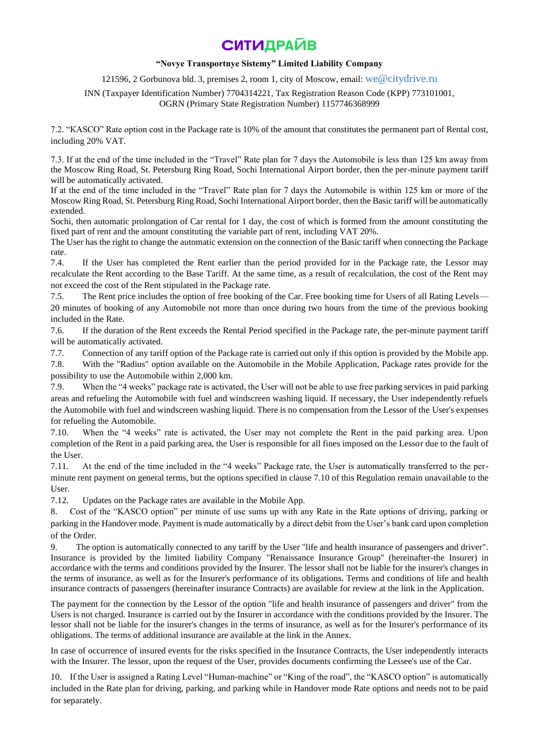7.2. "KASCO" Rate option cost in the Package rate is 10% of the amount that constitutes the permanent part of Rental cost, including 20% VAT.

7.3. If at the end of the time included in the "Travel" Rate plan for 7 days the Automobile is less than 125 km away from the Moscow Ring Road, St. Petersburg Ring Road, Sochi International Airport border, then the per-minute payment tariff will be automatically activated.

If at the end of the time included in the "Travel" Rate plan for 7 days the Automobile is within 125 km or more of the Moscow Ring Road, St. Petersburg Ring Road, Sochi International Airport border, then the Basic tariff will be automatically extended.

Sochi, then automatic prolongation of Car rental for 1 day, the cost of which is formed from the amount constituting the fixed part of rent and the amount constituting the variable part of rent, including VAT 20%.

The User has the right to change the automatic extension on the connection of the Basic tariff when connecting the Package rate.

7.4. If the User has completed the Rent earlier than the period provided for in the Package rate, the Lessor may recalculate the Rent according to the Base Tariff. At the same time, as a result of recalculation, the cost of the Rent may not exceed the cost of the Rent stipulated in the Package rate.

7.5. The Rent price includes the option of free booking of the Car. Free booking time for Users of all Rating Levels— 20 minutes of booking of any Automobile not more than once during two hours from the time of the previous booking included in the Rate.

7.6. If the duration of the Rent exceeds the Rental Period specified in the Package rate, the per-minute payment tariff will be automatically activated.

7.7. Connection of any tariff option of the Package rate is carried out only if this option is provided by the Mobile app.

7.8. With the "Radius" option available on the Automobile in the Mobile Application, Package rates provide for the possibility to use the Automobile within 2,000 km.

7.9. When the "4 weeks" package rate is activated, the User will not be able to use free parking services in paid parking areas and refueling the Automobile with fuel and windscreen washing liquid. If necessary, the User independently refuels the Automobile with fuel and windscreen washing liquid. There is no compensation from the Lessor of the User's expenses for refueling the Automobile.

7.10. When the "4 weeks" rate is activated, the User may not complete the Rent in the paid parking area. Upon completion of the Rent in a paid parking area, the User is responsible for all fines imposed on the Lessor due to the fault of the User.

7.11. At the end of the time included in the "4 weeks" Package rate, the User is automatically transferred to the per-minute rent payment on general terms, but the options specified in clause 7.10 of this Regulation remain unavailable to the User.

7.12. Updates on the Package rates are available in the Mobile App.

8. Cost of the "KASCO option" per minute of use sums up with any Rate in the Rate options of driving, parking or parking in the Handover mode. Payment is made automatically by a direct debit from the User's bank card upon completion of the Order.

9. The option is automatically connected to any tariff by the User "life and health insurance of passengers and driver". Insurance is provided by the limited liability Company "Renaissance Insurance Group" (hereinafter-the Insurer) in accordance with the terms and conditions provided by the Insurer. The lessor shall not be liable for the insurer's changes in the terms of insurance, as well as for the Insurer's performance of its obligations. Terms and conditions of life and health insurance contracts of passengers (hereinafter insurance Contracts) are available for review at the link in the Application.

The payment for the connection by the Lessor of the option "life and health insurance of passengers and driver" from the Users is not charged. Insurance is carried out by the Insurer in accordance with the conditions provided by the Insurer. The lessor shall not be liable for the insurer's changes in the terms of insurance, as well as for the Insurer's performance of its obligations. The terms of additional insurance are available at the link in the Annex.

In case of occurrence of insured events for the risks specified in the Insurance Contracts, the User independently interacts with the Insurer. The lessor, upon the request of the User, provides documents confirming the Lessee's use of the Car.

10. If the User is assigned a Rating Level "Human-machine" or "King of the road", the "KASCO option" is automatically included in the Rate plan for driving, parking, and parking while in Handover mode Rate options and needs not to be paid for separately.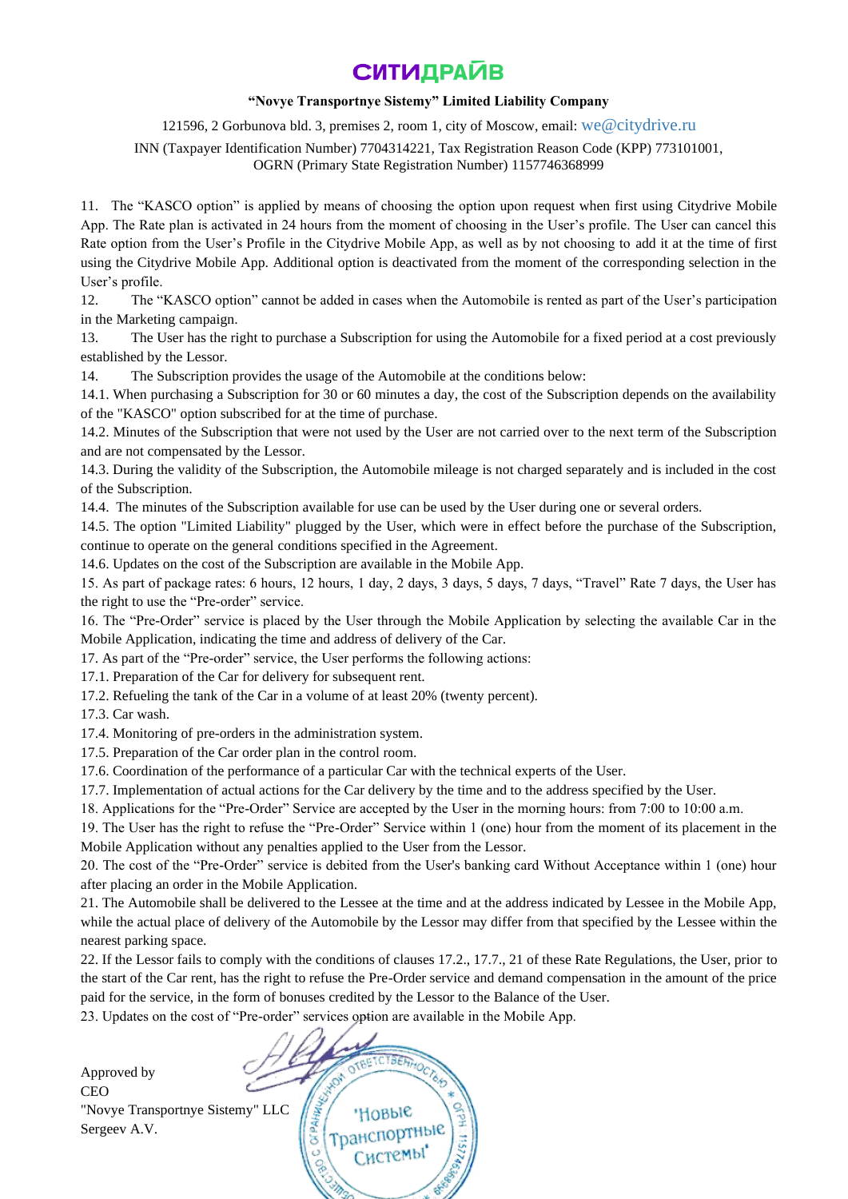# СИТИДРАЙВ

**"Novye Transportnye Sistemy" Limited Liability Company**

121596, 2 Gorbunova bld. 3, premises 2, room 1, city of Moscow, email: we@citydrive.ru

INN (Taxpayer Identification Number) 7704314221, Tax Registration Reason Code (KPP) 773101001, OGRN (Primary State Registration Number) 1157746368999

11. The "KASCO option" is applied by means of choosing the option upon request when first using Citydrive Mobile App. The Rate plan is activated in 24 hours from the moment of choosing in the User's profile. The User can cancel this Rate option from the User's Profile in the Citydrive Mobile App, as well as by not choosing to add it at the time of first using the Citydrive Mobile App. Additional option is deactivated from the moment of the corresponding selection in the User's profile.

12. The "KASCO option" cannot be added in cases when the Automobile is rented as part of the User's participation in the Marketing campaign.

13. The User has the right to purchase a Subscription for using the Automobile for a fixed period at a cost previously established by the Lessor.

14. The Subscription provides the usage of the Automobile at the conditions below:

14.1. When purchasing a Subscription for 30 or 60 minutes a day, the cost of the Subscription depends on the availability of the "KASCO" option subscribed for at the time of purchase.

14.2. Minutes of the Subscription that were not used by the User are not carried over to the next term of the Subscription and are not compensated by the Lessor.

14.3. During the validity of the Subscription, the Automobile mileage is not charged separately and is included in the cost of the Subscription.

14.4. The minutes of the Subscription available for use can be used by the User during one or several orders.

14.5. The option "Limited Liability" plugged by the User, which were in effect before the purchase of the Subscription, continue to operate on the general conditions specified in the Agreement.

14.6. Updates on the cost of the Subscription are available in the Mobile App.

15. As part of package rates: 6 hours, 12 hours, 1 day, 2 days, 3 days, 5 days, 7 days, "Travel" Rate 7 days, the User has the right to use the "Pre-order" service.

16. The "Pre-Order" service is placed by the User through the Mobile Application by selecting the available Car in the Mobile Application, indicating the time and address of delivery of the Car.

17. As part of the "Pre-order" service, the User performs the following actions:

17.1. Preparation of the Car for delivery for subsequent rent.

17.2. Refueling the tank of the Car in a volume of at least 20% (twenty percent).

17.3. Car wash.

17.4. Monitoring of pre-orders in the administration system.

17.5. Preparation of the Car order plan in the control room.

17.6. Coordination of the performance of a particular Car with the technical experts of the User.

17.7. Implementation of actual actions for the Car delivery by the time and to the address specified by the User.

18. Applications for the "Pre-Order" Service are accepted by the User in the morning hours: from 7:00 to 10:00 a.m.

19. The User has the right to refuse the "Pre-Order" Service within 1 (one) hour from the moment of its placement in the Mobile Application without any penalties applied to the User from the Lessor.

20. The cost of the "Pre-Order" service is debited from the User's banking card Without Acceptance within 1 (one) hour after placing an order in the Mobile Application.

21. The Automobile shall be delivered to the Lessee at the time and at the address indicated by Lessee in the Mobile App, while the actual place of delivery of the Automobile by the Lessor may differ from that specified by the Lessee within the nearest parking space.

22. If the Lessor fails to comply with the conditions of clauses 17.2., 17.7., 21 of these Rate Regulations, the User, prior to the start of the Car rent, has the right to refuse the Pre-Order service and demand compensation in the amount of the price paid for the service, in the form of bonuses credited by the Lessor to the Balance of the User.

23. Updates on the cost of "Pre-order" services option are available in the Mobile App.

Approved by
CEO
"Novye Transportnye Sistemy" LLC
Sergeev A.V.